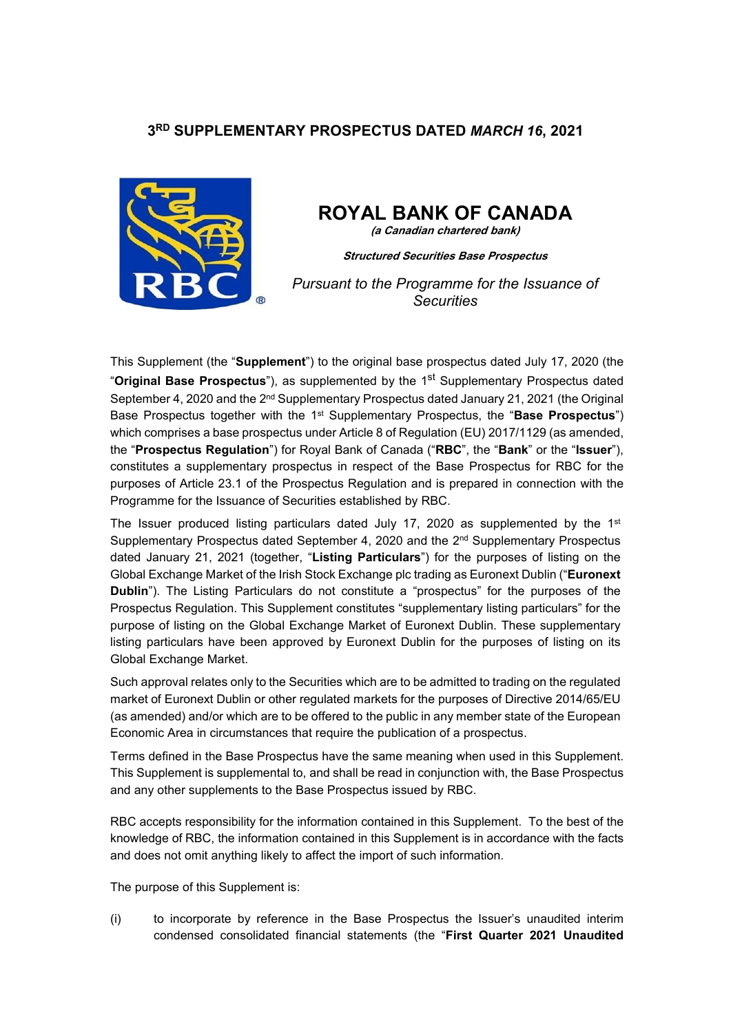# 3RD SUPPLEMENTARY PROSPECTUS DATED *MARCH 16*, 2021

## ROYAL BANK OF CANADA

***(a Canadian chartered bank)***

***Structured Securities Base Prospectus***

*Pursuant to the Programme for the Issuance of Securities*

This Supplement (the "**Supplement**") to the original base prospectus dated July 17, 2020 (the "**Original Base Prospectus**"), as supplemented by the 1st Supplementary Prospectus dated September 4, 2020 and the 2nd Supplementary Prospectus dated January 21, 2021 (the Original Base Prospectus together with the 1st Supplementary Prospectus, the "**Base Prospectus**") which comprises a base prospectus under Article 8 of Regulation (EU) 2017/1129 (as amended, the "**Prospectus Regulation**") for Royal Bank of Canada ("**RBC**", the "**Bank**" or the "**Issuer**"), constitutes a supplementary prospectus in respect of the Base Prospectus for RBC for the purposes of Article 23.1 of the Prospectus Regulation and is prepared in connection with the Programme for the Issuance of Securities established by RBC.

The Issuer produced listing particulars dated July 17, 2020 as supplemented by the 1st Supplementary Prospectus dated September 4, 2020 and the 2nd Supplementary Prospectus dated January 21, 2021 (together, "**Listing Particulars**") for the purposes of listing on the Global Exchange Market of the Irish Stock Exchange plc trading as Euronext Dublin ("**Euronext Dublin**"). The Listing Particulars do not constitute a "prospectus" for the purposes of the Prospectus Regulation. This Supplement constitutes "supplementary listing particulars" for the purpose of listing on the Global Exchange Market of Euronext Dublin. These supplementary listing particulars have been approved by Euronext Dublin for the purposes of listing on its Global Exchange Market.

Such approval relates only to the Securities which are to be admitted to trading on the regulated market of Euronext Dublin or other regulated markets for the purposes of Directive 2014/65/EU (as amended) and/or which are to be offered to the public in any member state of the European Economic Area in circumstances that require the publication of a prospectus.

Terms defined in the Base Prospectus have the same meaning when used in this Supplement. This Supplement is supplemental to, and shall be read in conjunction with, the Base Prospectus and any other supplements to the Base Prospectus issued by RBC.

RBC accepts responsibility for the information contained in this Supplement. To the best of the knowledge of RBC, the information contained in this Supplement is in accordance with the facts and does not omit anything likely to affect the import of such information.

The purpose of this Supplement is:

(i) to incorporate by reference in the Base Prospectus the Issuer's unaudited interim condensed consolidated financial statements (the "**First Quarter 2021 Unaudited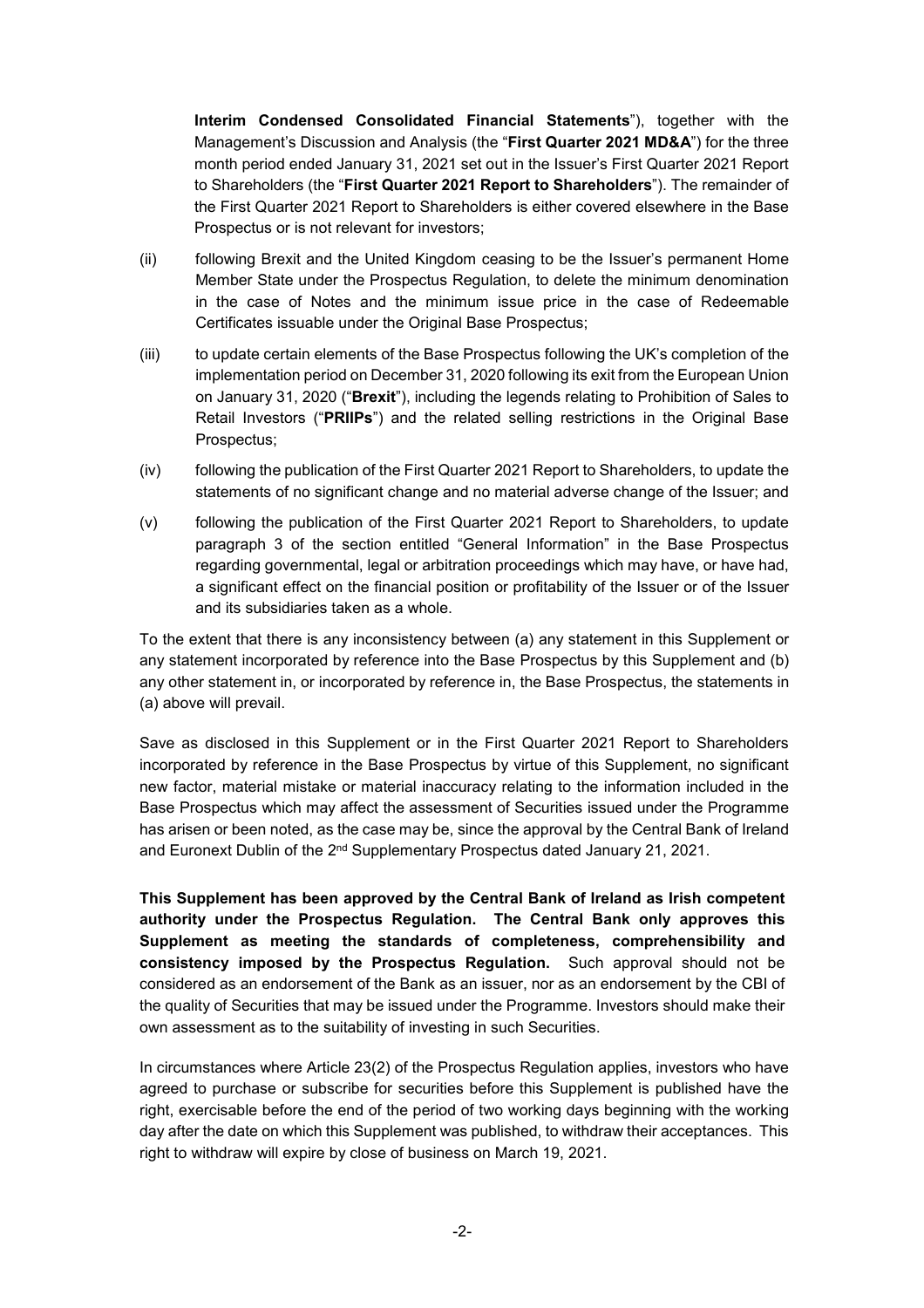**Interim Condensed Consolidated Financial Statements**"), together with the Management's Discussion and Analysis (the "**First Quarter 2021 MD&A**") for the three month period ended January 31, 2021 set out in the Issuer's First Quarter 2021 Report to Shareholders (the "**First Quarter 2021 Report to Shareholders**"). The remainder of the First Quarter 2021 Report to Shareholders is either covered elsewhere in the Base Prospectus or is not relevant for investors;

(ii) following Brexit and the United Kingdom ceasing to be the Issuer's permanent Home Member State under the Prospectus Regulation, to delete the minimum denomination in the case of Notes and the minimum issue price in the case of Redeemable Certificates issuable under the Original Base Prospectus;

(iii) to update certain elements of the Base Prospectus following the UK's completion of the implementation period on December 31, 2020 following its exit from the European Union on January 31, 2020 ("**Brexit**"), including the legends relating to Prohibition of Sales to Retail Investors ("**PRIIPs**") and the related selling restrictions in the Original Base Prospectus;

(iv) following the publication of the First Quarter 2021 Report to Shareholders, to update the statements of no significant change and no material adverse change of the Issuer; and

(v) following the publication of the First Quarter 2021 Report to Shareholders, to update paragraph 3 of the section entitled "General Information" in the Base Prospectus regarding governmental, legal or arbitration proceedings which may have, or have had, a significant effect on the financial position or profitability of the Issuer or of the Issuer and its subsidiaries taken as a whole.

To the extent that there is any inconsistency between (a) any statement in this Supplement or any statement incorporated by reference into the Base Prospectus by this Supplement and (b) any other statement in, or incorporated by reference in, the Base Prospectus, the statements in (a) above will prevail.

Save as disclosed in this Supplement or in the First Quarter 2021 Report to Shareholders incorporated by reference in the Base Prospectus by virtue of this Supplement, no significant new factor, material mistake or material inaccuracy relating to the information included in the Base Prospectus which may affect the assessment of Securities issued under the Programme has arisen or been noted, as the case may be, since the approval by the Central Bank of Ireland and Euronext Dublin of the 2nd Supplementary Prospectus dated January 21, 2021.

**This Supplement has been approved by the Central Bank of Ireland as Irish competent authority under the Prospectus Regulation. The Central Bank only approves this Supplement as meeting the standards of completeness, comprehensibility and consistency imposed by the Prospectus Regulation.** Such approval should not be considered as an endorsement of the Bank as an issuer, nor as an endorsement by the CBI of the quality of Securities that may be issued under the Programme. Investors should make their own assessment as to the suitability of investing in such Securities.

In circumstances where Article 23(2) of the Prospectus Regulation applies, investors who have agreed to purchase or subscribe for securities before this Supplement is published have the right, exercisable before the end of the period of two working days beginning with the working day after the date on which this Supplement was published, to withdraw their acceptances. This right to withdraw will expire by close of business on March 19, 2021.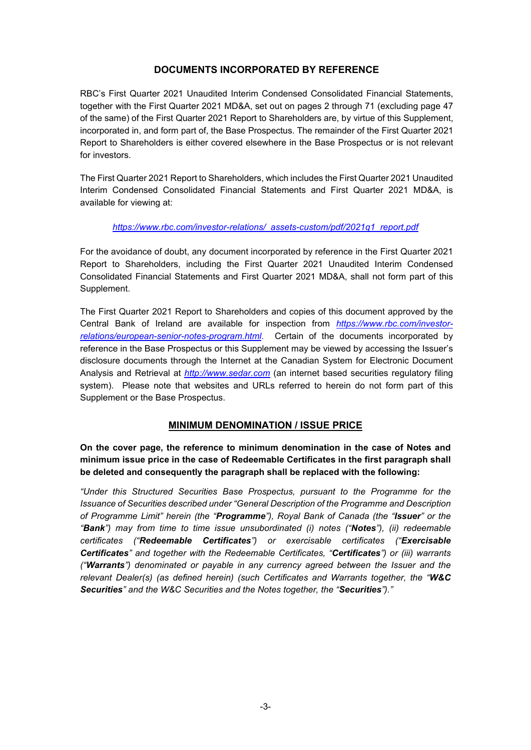## DOCUMENTS INCORPORATED BY REFERENCE

RBC's First Quarter 2021 Unaudited Interim Condensed Consolidated Financial Statements, together with the First Quarter 2021 MD&A, set out on pages 2 through 71 (excluding page 47 of the same) of the First Quarter 2021 Report to Shareholders are, by virtue of this Supplement, incorporated in, and form part of, the Base Prospectus. The remainder of the First Quarter 2021 Report to Shareholders is either covered elsewhere in the Base Prospectus or is not relevant for investors.

The First Quarter 2021 Report to Shareholders, which includes the First Quarter 2021 Unaudited Interim Condensed Consolidated Financial Statements and First Quarter 2021 MD&A, is available for viewing at:

*https://www.rbc.com/investor-relations/_assets-custom/pdf/2021q1_report.pdf*

For the avoidance of doubt, any document incorporated by reference in the First Quarter 2021 Report to Shareholders, including the First Quarter 2021 Unaudited Interim Condensed Consolidated Financial Statements and First Quarter 2021 MD&A, shall not form part of this Supplement.

The First Quarter 2021 Report to Shareholders and copies of this document approved by the Central Bank of Ireland are available for inspection from *https://www.rbc.com/investor-relations/european-senior-notes-program.html*. Certain of the documents incorporated by reference in the Base Prospectus or this Supplement may be viewed by accessing the Issuer's disclosure documents through the Internet at the Canadian System for Electronic Document Analysis and Retrieval at *http://www.sedar.com* (an internet based securities regulatory filing system). Please note that websites and URLs referred to herein do not form part of this Supplement or the Base Prospectus.

## MINIMUM DENOMINATION / ISSUE PRICE

**On the cover page, the reference to minimum denomination in the case of Notes and minimum issue price in the case of Redeemable Certificates in the first paragraph shall be deleted and consequently the paragraph shall be replaced with the following:**

*"Under this Structured Securities Base Prospectus, pursuant to the Programme for the Issuance of Securities described under "General Description of the Programme and Description of Programme Limit" herein (the "**Programme**"), Royal Bank of Canada (the "**Issuer**" or the "**Bank**") may from time to time issue unsubordinated (i) notes ("**Notes**"), (ii) redeemable certificates ("**Redeemable Certificates**") or exercisable certificates ("**Exercisable Certificates**" and together with the Redeemable Certificates, "**Certificates**") or (iii) warrants ("**Warrants**") denominated or payable in any currency agreed between the Issuer and the relevant Dealer(s) (as defined herein) (such Certificates and Warrants together, the "**W&C Securities**" and the W&C Securities and the Notes together, the "**Securities**")."*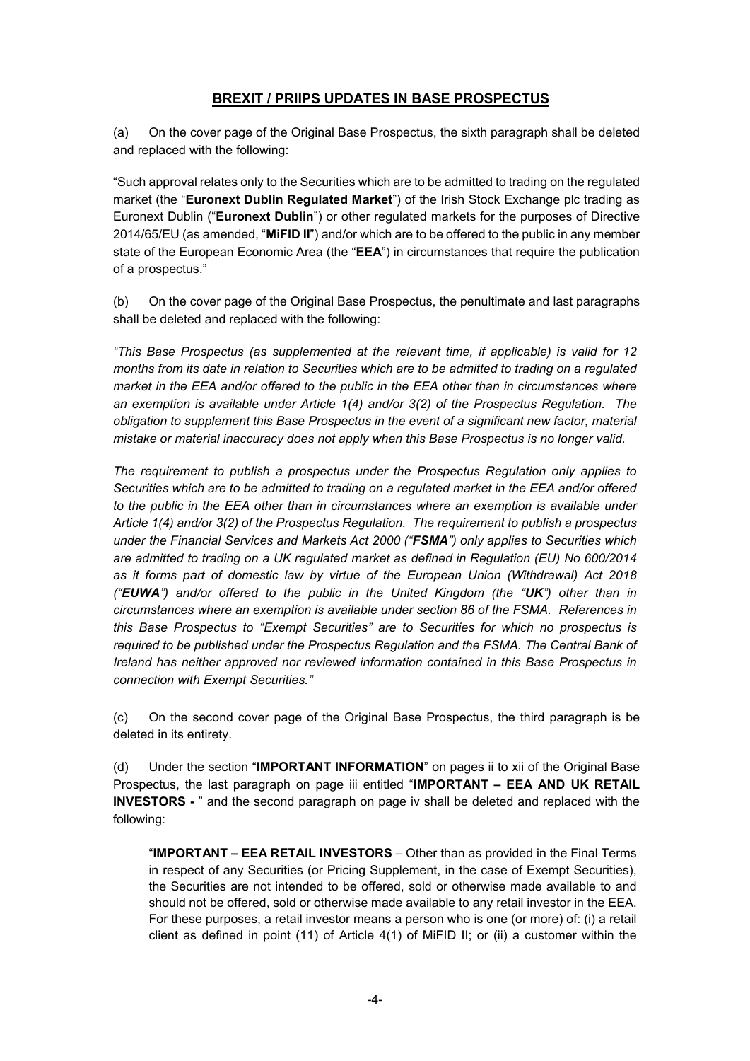## **BREXIT / PRIIPS UPDATES IN BASE PROSPECTUS**

(a) On the cover page of the Original Base Prospectus, the sixth paragraph shall be deleted and replaced with the following:

"Such approval relates only to the Securities which are to be admitted to trading on the regulated market (the "**Euronext Dublin Regulated Market**") of the Irish Stock Exchange plc trading as Euronext Dublin ("**Euronext Dublin**") or other regulated markets for the purposes of Directive 2014/65/EU (as amended, "**MiFID II**") and/or which are to be offered to the public in any member state of the European Economic Area (the "**EEA**") in circumstances that require the publication of a prospectus."

(b) On the cover page of the Original Base Prospectus, the penultimate and last paragraphs shall be deleted and replaced with the following:

*"This Base Prospectus (as supplemented at the relevant time, if applicable) is valid for 12 months from its date in relation to Securities which are to be admitted to trading on a regulated market in the EEA and/or offered to the public in the EEA other than in circumstances where an exemption is available under Article 1(4) and/or 3(2) of the Prospectus Regulation. The obligation to supplement this Base Prospectus in the event of a significant new factor, material mistake or material inaccuracy does not apply when this Base Prospectus is no longer valid.*

*The requirement to publish a prospectus under the Prospectus Regulation only applies to Securities which are to be admitted to trading on a regulated market in the EEA and/or offered to the public in the EEA other than in circumstances where an exemption is available under Article 1(4) and/or 3(2) of the Prospectus Regulation. The requirement to publish a prospectus under the Financial Services and Markets Act 2000 ("**FSMA**") only applies to Securities which are admitted to trading on a UK regulated market as defined in Regulation (EU) No 600/2014 as it forms part of domestic law by virtue of the European Union (Withdrawal) Act 2018 ("**EUWA**") and/or offered to the public in the United Kingdom (the "**UK**") other than in circumstances where an exemption is available under section 86 of the FSMA. References in this Base Prospectus to "Exempt Securities" are to Securities for which no prospectus is required to be published under the Prospectus Regulation and the FSMA. The Central Bank of Ireland has neither approved nor reviewed information contained in this Base Prospectus in connection with Exempt Securities."*

(c) On the second cover page of the Original Base Prospectus, the third paragraph is be deleted in its entirety.

(d) Under the section "**IMPORTANT INFORMATION**" on pages ii to xii of the Original Base Prospectus, the last paragraph on page iii entitled "**IMPORTANT – EEA AND UK RETAIL INVESTORS -** " and the second paragraph on page iv shall be deleted and replaced with the following:

> "**IMPORTANT – EEA RETAIL INVESTORS** – Other than as provided in the Final Terms in respect of any Securities (or Pricing Supplement, in the case of Exempt Securities), the Securities are not intended to be offered, sold or otherwise made available to and should not be offered, sold or otherwise made available to any retail investor in the EEA. For these purposes, a retail investor means a person who is one (or more) of: (i) a retail client as defined in point (11) of Article 4(1) of MiFID II; or (ii) a customer within the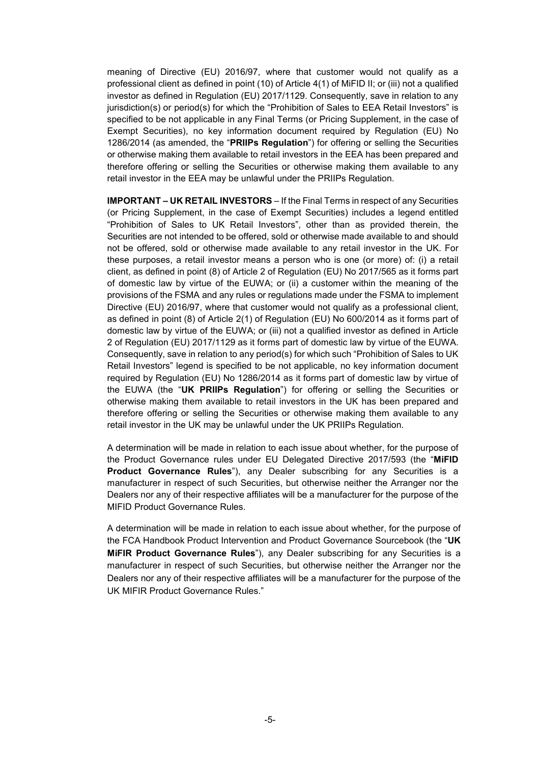meaning of Directive (EU) 2016/97, where that customer would not qualify as a professional client as defined in point (10) of Article 4(1) of MiFID II; or (iii) not a qualified investor as defined in Regulation (EU) 2017/1129. Consequently, save in relation to any jurisdiction(s) or period(s) for which the "Prohibition of Sales to EEA Retail Investors" is specified to be not applicable in any Final Terms (or Pricing Supplement, in the case of Exempt Securities), no key information document required by Regulation (EU) No 1286/2014 (as amended, the "**PRIIPs Regulation**") for offering or selling the Securities or otherwise making them available to retail investors in the EEA has been prepared and therefore offering or selling the Securities or otherwise making them available to any retail investor in the EEA may be unlawful under the PRIIPs Regulation.

**IMPORTANT – UK RETAIL INVESTORS** – If the Final Terms in respect of any Securities (or Pricing Supplement, in the case of Exempt Securities) includes a legend entitled "Prohibition of Sales to UK Retail Investors", other than as provided therein, the Securities are not intended to be offered, sold or otherwise made available to and should not be offered, sold or otherwise made available to any retail investor in the UK. For these purposes, a retail investor means a person who is one (or more) of: (i) a retail client, as defined in point (8) of Article 2 of Regulation (EU) No 2017/565 as it forms part of domestic law by virtue of the EUWA; or (ii) a customer within the meaning of the provisions of the FSMA and any rules or regulations made under the FSMA to implement Directive (EU) 2016/97, where that customer would not qualify as a professional client, as defined in point (8) of Article 2(1) of Regulation (EU) No 600/2014 as it forms part of domestic law by virtue of the EUWA; or (iii) not a qualified investor as defined in Article 2 of Regulation (EU) 2017/1129 as it forms part of domestic law by virtue of the EUWA. Consequently, save in relation to any period(s) for which such "Prohibition of Sales to UK Retail Investors" legend is specified to be not applicable, no key information document required by Regulation (EU) No 1286/2014 as it forms part of domestic law by virtue of the EUWA (the "**UK PRIIPs Regulation**") for offering or selling the Securities or otherwise making them available to retail investors in the UK has been prepared and therefore offering or selling the Securities or otherwise making them available to any retail investor in the UK may be unlawful under the UK PRIIPs Regulation.

A determination will be made in relation to each issue about whether, for the purpose of the Product Governance rules under EU Delegated Directive 2017/593 (the "**MiFID Product Governance Rules**"), any Dealer subscribing for any Securities is a manufacturer in respect of such Securities, but otherwise neither the Arranger nor the Dealers nor any of their respective affiliates will be a manufacturer for the purpose of the MIFID Product Governance Rules.

A determination will be made in relation to each issue about whether, for the purpose of the FCA Handbook Product Intervention and Product Governance Sourcebook (the "**UK MiFIR Product Governance Rules**"), any Dealer subscribing for any Securities is a manufacturer in respect of such Securities, but otherwise neither the Arranger nor the Dealers nor any of their respective affiliates will be a manufacturer for the purpose of the UK MIFIR Product Governance Rules."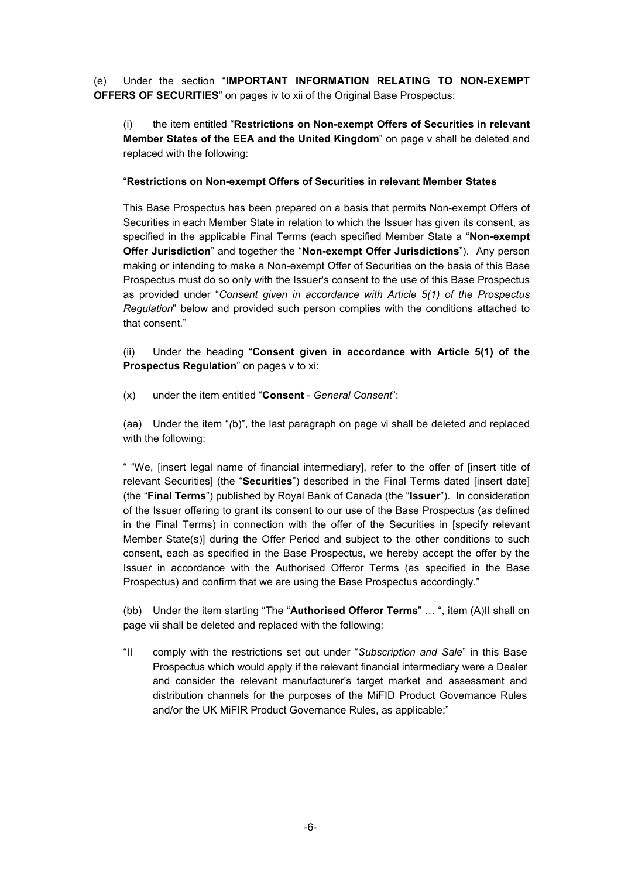(e) Under the section "**IMPORTANT INFORMATION RELATING TO NON-EXEMPT OFFERS OF SECURITIES**" on pages iv to xii of the Original Base Prospectus:

(i) the item entitled "**Restrictions on Non-exempt Offers of Securities in relevant Member States of the EEA and the United Kingdom**" on page v shall be deleted and replaced with the following:

"**Restrictions on Non-exempt Offers of Securities in relevant Member States**

This Base Prospectus has been prepared on a basis that permits Non-exempt Offers of Securities in each Member State in relation to which the Issuer has given its consent, as specified in the applicable Final Terms (each specified Member State a "**Non-exempt Offer Jurisdiction**" and together the "**Non-exempt Offer Jurisdictions**"). Any person making or intending to make a Non-exempt Offer of Securities on the basis of this Base Prospectus must do so only with the Issuer's consent to the use of this Base Prospectus as provided under "*Consent given in accordance with Article 5(1) of the Prospectus Regulation*" below and provided such person complies with the conditions attached to that consent."

(ii) Under the heading "**Consent given in accordance with Article 5(1) of the Prospectus Regulation**" on pages v to xi:

(x) under the item entitled "**Consent** - *General Consent*":

(aa) Under the item "*(*b)", the last paragraph on page vi shall be deleted and replaced with the following:

" "We, [insert legal name of financial intermediary], refer to the offer of [insert title of relevant Securities] (the "**Securities**") described in the Final Terms dated [insert date] (the "**Final Terms**") published by Royal Bank of Canada (the "**Issuer**"). In consideration of the Issuer offering to grant its consent to our use of the Base Prospectus (as defined in the Final Terms) in connection with the offer of the Securities in [specify relevant Member State(s)] during the Offer Period and subject to the other conditions to such consent, each as specified in the Base Prospectus, we hereby accept the offer by the Issuer in accordance with the Authorised Offeror Terms (as specified in the Base Prospectus) and confirm that we are using the Base Prospectus accordingly."

(bb) Under the item starting "The "**Authorised Offeror Terms**" … ", item (A)II shall on page vii shall be deleted and replaced with the following:

"II comply with the restrictions set out under "*Subscription and Sale*" in this Base Prospectus which would apply if the relevant financial intermediary were a Dealer and consider the relevant manufacturer's target market and assessment and distribution channels for the purposes of the MiFID Product Governance Rules and/or the UK MiFIR Product Governance Rules, as applicable;"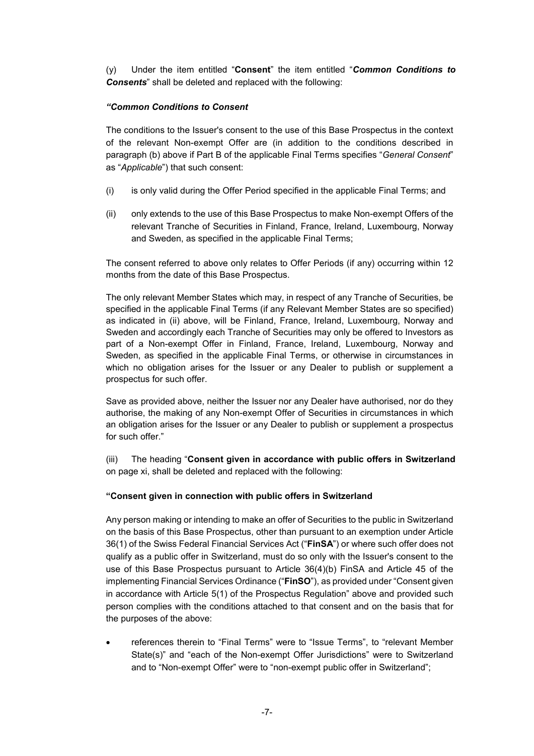(y) Under the item entitled "**Consent**" the item entitled "***Common Conditions to Consents***" shall be deleted and replaced with the following:

***"Common Conditions to Consent***

The conditions to the Issuer's consent to the use of this Base Prospectus in the context of the relevant Non-exempt Offer are (in addition to the conditions described in paragraph (b) above if Part B of the applicable Final Terms specifies "*General Consent*" as "*Applicable*") that such consent:

(i) is only valid during the Offer Period specified in the applicable Final Terms; and

(ii) only extends to the use of this Base Prospectus to make Non-exempt Offers of the relevant Tranche of Securities in Finland, France, Ireland, Luxembourg, Norway and Sweden, as specified in the applicable Final Terms;

The consent referred to above only relates to Offer Periods (if any) occurring within 12 months from the date of this Base Prospectus.

The only relevant Member States which may, in respect of any Tranche of Securities, be specified in the applicable Final Terms (if any Relevant Member States are so specified) as indicated in (ii) above, will be Finland, France, Ireland, Luxembourg, Norway and Sweden and accordingly each Tranche of Securities may only be offered to Investors as part of a Non-exempt Offer in Finland, France, Ireland, Luxembourg, Norway and Sweden, as specified in the applicable Final Terms, or otherwise in circumstances in which no obligation arises for the Issuer or any Dealer to publish or supplement a prospectus for such offer.

Save as provided above, neither the Issuer nor any Dealer have authorised, nor do they authorise, the making of any Non-exempt Offer of Securities in circumstances in which an obligation arises for the Issuer or any Dealer to publish or supplement a prospectus for such offer."

(iii) The heading "**Consent given in accordance with public offers in Switzerland** on page xi, shall be deleted and replaced with the following:

**"Consent given in connection with public offers in Switzerland**

Any person making or intending to make an offer of Securities to the public in Switzerland on the basis of this Base Prospectus, other than pursuant to an exemption under Article 36(1) of the Swiss Federal Financial Services Act ("**FinSA**") or where such offer does not qualify as a public offer in Switzerland, must do so only with the Issuer's consent to the use of this Base Prospectus pursuant to Article 36(4)(b) FinSA and Article 45 of the implementing Financial Services Ordinance ("**FinSO**"), as provided under "Consent given in accordance with Article 5(1) of the Prospectus Regulation" above and provided such person complies with the conditions attached to that consent and on the basis that for the purposes of the above:

- references therein to "Final Terms" were to "Issue Terms", to "relevant Member State(s)" and "each of the Non-exempt Offer Jurisdictions" were to Switzerland and to "Non-exempt Offer" were to "non-exempt public offer in Switzerland";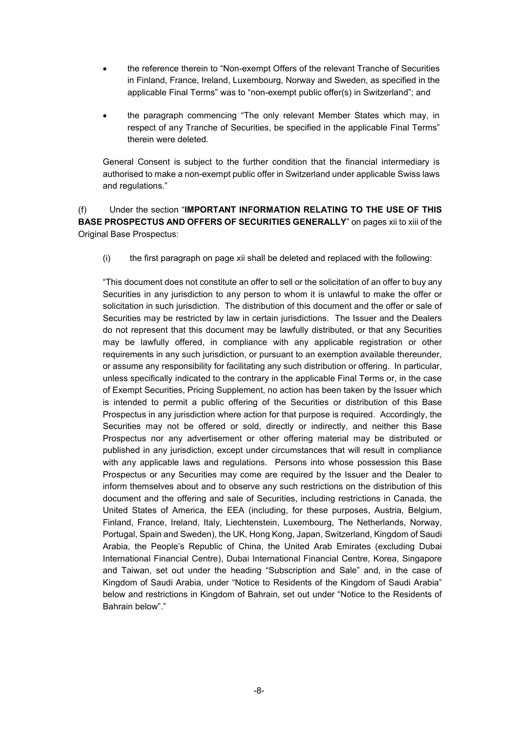- the reference therein to "Non-exempt Offers of the relevant Tranche of Securities in Finland, France, Ireland, Luxembourg, Norway and Sweden, as specified in the applicable Final Terms" was to "non-exempt public offer(s) in Switzerland"; and

- the paragraph commencing "The only relevant Member States which may, in respect of any Tranche of Securities, be specified in the applicable Final Terms" therein were deleted.

General Consent is subject to the further condition that the financial intermediary is authorised to make a non-exempt public offer in Switzerland under applicable Swiss laws and regulations."

(f) Under the section "**IMPORTANT INFORMATION RELATING TO THE USE OF THIS BASE PROSPECTUS AND OFFERS OF SECURITIES GENERALLY**" on pages xii to xiii of the Original Base Prospectus:

(i) the first paragraph on page xii shall be deleted and replaced with the following:

"This document does not constitute an offer to sell or the solicitation of an offer to buy any Securities in any jurisdiction to any person to whom it is unlawful to make the offer or solicitation in such jurisdiction. The distribution of this document and the offer or sale of Securities may be restricted by law in certain jurisdictions. The Issuer and the Dealers do not represent that this document may be lawfully distributed, or that any Securities may be lawfully offered, in compliance with any applicable registration or other requirements in any such jurisdiction, or pursuant to an exemption available thereunder, or assume any responsibility for facilitating any such distribution or offering. In particular, unless specifically indicated to the contrary in the applicable Final Terms or, in the case of Exempt Securities, Pricing Supplement, no action has been taken by the Issuer which is intended to permit a public offering of the Securities or distribution of this Base Prospectus in any jurisdiction where action for that purpose is required. Accordingly, the Securities may not be offered or sold, directly or indirectly, and neither this Base Prospectus nor any advertisement or other offering material may be distributed or published in any jurisdiction, except under circumstances that will result in compliance with any applicable laws and regulations. Persons into whose possession this Base Prospectus or any Securities may come are required by the Issuer and the Dealer to inform themselves about and to observe any such restrictions on the distribution of this document and the offering and sale of Securities, including restrictions in Canada, the United States of America, the EEA (including, for these purposes, Austria, Belgium, Finland, France, Ireland, Italy, Liechtenstein, Luxembourg, The Netherlands, Norway, Portugal, Spain and Sweden), the UK, Hong Kong, Japan, Switzerland, Kingdom of Saudi Arabia, the People's Republic of China, the United Arab Emirates (excluding Dubai International Financial Centre), Dubai International Financial Centre, Korea, Singapore and Taiwan, set out under the heading "Subscription and Sale" and, in the case of Kingdom of Saudi Arabia, under "Notice to Residents of the Kingdom of Saudi Arabia" below and restrictions in Kingdom of Bahrain, set out under "Notice to the Residents of Bahrain below"."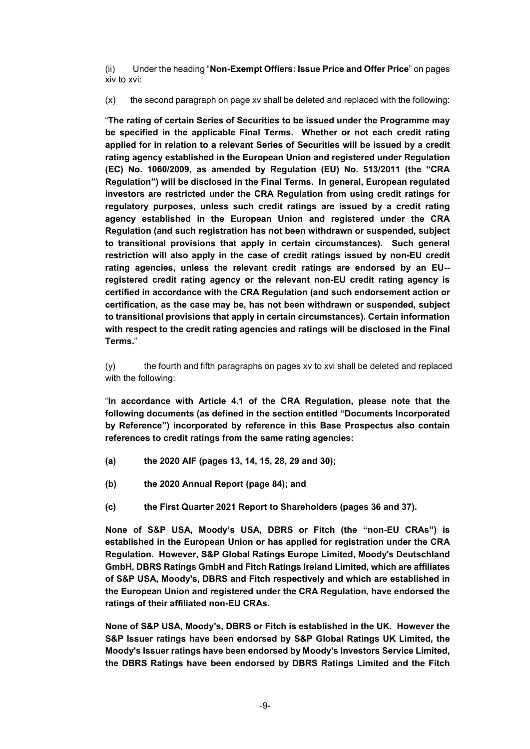(ii) Under the heading "**Non-Exempt Offiers: Issue Price and Offer Price**" on pages xiv to xvi:

(x) the second paragraph on page xv shall be deleted and replaced with the following:

"**The rating of certain Series of Securities to be issued under the Programme may be specified in the applicable Final Terms. Whether or not each credit rating applied for in relation to a relevant Series of Securities will be issued by a credit rating agency established in the European Union and registered under Regulation (EC) No. 1060/2009, as amended by Regulation (EU) No. 513/2011 (the "CRA Regulation") will be disclosed in the Final Terms. In general, European regulated investors are restricted under the CRA Regulation from using credit ratings for regulatory purposes, unless such credit ratings are issued by a credit rating agency established in the European Union and registered under the CRA Regulation (and such registration has not been withdrawn or suspended, subject to transitional provisions that apply in certain circumstances). Such general restriction will also apply in the case of credit ratings issued by non-EU credit rating agencies, unless the relevant credit ratings are endorsed by an EU-- registered credit rating agency or the relevant non-EU credit rating agency is certified in accordance with the CRA Regulation (and such endorsement action or certification, as the case may be, has not been withdrawn or suspended, subject to transitional provisions that apply in certain circumstances). Certain information with respect to the credit rating agencies and ratings will be disclosed in the Final Terms.**"

(y) the fourth and fifth paragraphs on pages xv to xvi shall be deleted and replaced with the following:

"**In accordance with Article 4.1 of the CRA Regulation, please note that the following documents (as defined in the section entitled "Documents Incorporated by Reference") incorporated by reference in this Base Prospectus also contain references to credit ratings from the same rating agencies:**

**(a) the 2020 AIF (pages 13, 14, 15, 28, 29 and 30);**

**(b) the 2020 Annual Report (page 84); and**

**(c) the First Quarter 2021 Report to Shareholders (pages 36 and 37).**

**None of S&P USA, Moody's USA, DBRS or Fitch (the "non-EU CRAs") is established in the European Union or has applied for registration under the CRA Regulation. However, S&P Global Ratings Europe Limited, Moody's Deutschland GmbH, DBRS Ratings GmbH and Fitch Ratings Ireland Limited, which are affiliates of S&P USA, Moody's, DBRS and Fitch respectively and which are established in the European Union and registered under the CRA Regulation, have endorsed the ratings of their affiliated non-EU CRAs.**

**None of S&P USA, Moody's, DBRS or Fitch is established in the UK. However the S&P Issuer ratings have been endorsed by S&P Global Ratings UK Limited, the Moody's Issuer ratings have been endorsed by Moody's Investors Service Limited, the DBRS Ratings have been endorsed by DBRS Ratings Limited and the Fitch**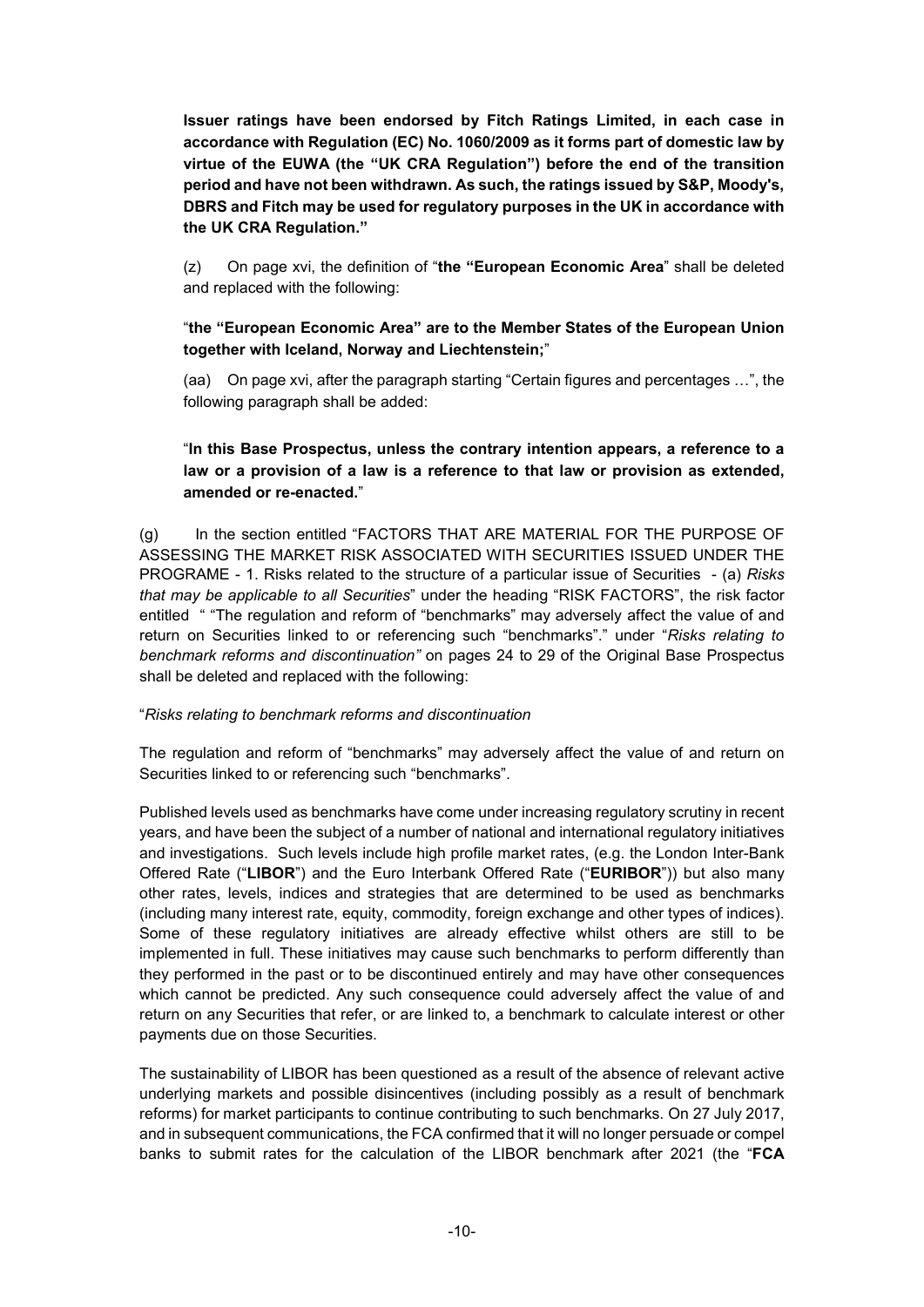**Issuer ratings have been endorsed by Fitch Ratings Limited, in each case in accordance with Regulation (EC) No. 1060/2009 as it forms part of domestic law by virtue of the EUWA (the "UK CRA Regulation") before the end of the transition period and have not been withdrawn. As such, the ratings issued by S&P, Moody's, DBRS and Fitch may be used for regulatory purposes in the UK in accordance with the UK CRA Regulation."**

(z) On page xvi, the definition of "**the "European Economic Area**" shall be deleted and replaced with the following:

"**the "European Economic Area" are to the Member States of the European Union together with Iceland, Norway and Liechtenstein;**"

(aa) On page xvi, after the paragraph starting "Certain figures and percentages …", the following paragraph shall be added:

"**In this Base Prospectus, unless the contrary intention appears, a reference to a law or a provision of a law is a reference to that law or provision as extended, amended or re-enacted.**"

(g) In the section entitled "FACTORS THAT ARE MATERIAL FOR THE PURPOSE OF ASSESSING THE MARKET RISK ASSOCIATED WITH SECURITIES ISSUED UNDER THE PROGRAME - 1. Risks related to the structure of a particular issue of Securities - (a) *Risks that may be applicable to all Securities*" under the heading "RISK FACTORS", the risk factor entitled " "The regulation and reform of "benchmarks" may adversely affect the value of and return on Securities linked to or referencing such "benchmarks"." under "*Risks relating to benchmark reforms and discontinuation"* on pages 24 to 29 of the Original Base Prospectus shall be deleted and replaced with the following:

"*Risks relating to benchmark reforms and discontinuation*

The regulation and reform of "benchmarks" may adversely affect the value of and return on Securities linked to or referencing such "benchmarks".

Published levels used as benchmarks have come under increasing regulatory scrutiny in recent years, and have been the subject of a number of national and international regulatory initiatives and investigations. Such levels include high profile market rates, (e.g. the London Inter-Bank Offered Rate ("**LIBOR**") and the Euro Interbank Offered Rate ("**EURIBOR**")) but also many other rates, levels, indices and strategies that are determined to be used as benchmarks (including many interest rate, equity, commodity, foreign exchange and other types of indices). Some of these regulatory initiatives are already effective whilst others are still to be implemented in full. These initiatives may cause such benchmarks to perform differently than they performed in the past or to be discontinued entirely and may have other consequences which cannot be predicted. Any such consequence could adversely affect the value of and return on any Securities that refer, or are linked to, a benchmark to calculate interest or other payments due on those Securities.

The sustainability of LIBOR has been questioned as a result of the absence of relevant active underlying markets and possible disincentives (including possibly as a result of benchmark reforms) for market participants to continue contributing to such benchmarks. On 27 July 2017, and in subsequent communications, the FCA confirmed that it will no longer persuade or compel banks to submit rates for the calculation of the LIBOR benchmark after 2021 (the "**FCA**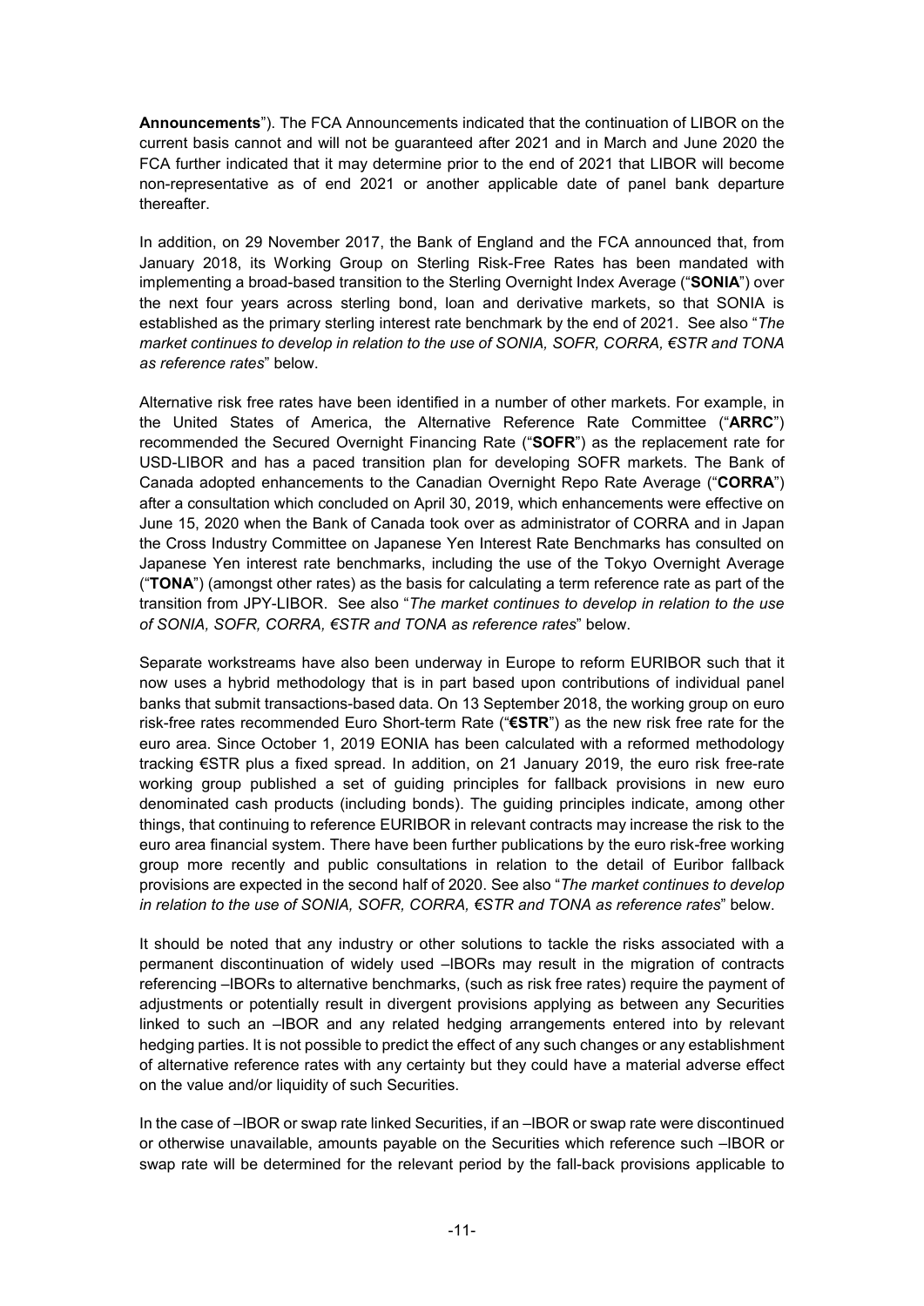**Announcements**"). The FCA Announcements indicated that the continuation of LIBOR on the current basis cannot and will not be guaranteed after 2021 and in March and June 2020 the FCA further indicated that it may determine prior to the end of 2021 that LIBOR will become non-representative as of end 2021 or another applicable date of panel bank departure thereafter.

In addition, on 29 November 2017, the Bank of England and the FCA announced that, from January 2018, its Working Group on Sterling Risk-Free Rates has been mandated with implementing a broad-based transition to the Sterling Overnight Index Average ("**SONIA**") over the next four years across sterling bond, loan and derivative markets, so that SONIA is established as the primary sterling interest rate benchmark by the end of 2021. See also "*The market continues to develop in relation to the use of SONIA, SOFR, CORRA, €STR and TONA as reference rates*" below.

Alternative risk free rates have been identified in a number of other markets. For example, in the United States of America, the Alternative Reference Rate Committee ("**ARRC**") recommended the Secured Overnight Financing Rate ("**SOFR**") as the replacement rate for USD-LIBOR and has a paced transition plan for developing SOFR markets. The Bank of Canada adopted enhancements to the Canadian Overnight Repo Rate Average ("**CORRA**") after a consultation which concluded on April 30, 2019, which enhancements were effective on June 15, 2020 when the Bank of Canada took over as administrator of CORRA and in Japan the Cross Industry Committee on Japanese Yen Interest Rate Benchmarks has consulted on Japanese Yen interest rate benchmarks, including the use of the Tokyo Overnight Average ("**TONA**") (amongst other rates) as the basis for calculating a term reference rate as part of the transition from JPY-LIBOR. See also "*The market continues to develop in relation to the use of SONIA, SOFR, CORRA, €STR and TONA as reference rates*" below.

Separate workstreams have also been underway in Europe to reform EURIBOR such that it now uses a hybrid methodology that is in part based upon contributions of individual panel banks that submit transactions-based data. On 13 September 2018, the working group on euro risk-free rates recommended Euro Short-term Rate ("**€STR**") as the new risk free rate for the euro area. Since October 1, 2019 EONIA has been calculated with a reformed methodology tracking €STR plus a fixed spread. In addition, on 21 January 2019, the euro risk free-rate working group published a set of guiding principles for fallback provisions in new euro denominated cash products (including bonds). The guiding principles indicate, among other things, that continuing to reference EURIBOR in relevant contracts may increase the risk to the euro area financial system. There have been further publications by the euro risk-free working group more recently and public consultations in relation to the detail of Euribor fallback provisions are expected in the second half of 2020. See also "*The market continues to develop in relation to the use of SONIA, SOFR, CORRA, €STR and TONA as reference rates*" below.

It should be noted that any industry or other solutions to tackle the risks associated with a permanent discontinuation of widely used –IBORs may result in the migration of contracts referencing –IBORs to alternative benchmarks, (such as risk free rates) require the payment of adjustments or potentially result in divergent provisions applying as between any Securities linked to such an –IBOR and any related hedging arrangements entered into by relevant hedging parties. It is not possible to predict the effect of any such changes or any establishment of alternative reference rates with any certainty but they could have a material adverse effect on the value and/or liquidity of such Securities.

In the case of –IBOR or swap rate linked Securities, if an –IBOR or swap rate were discontinued or otherwise unavailable, amounts payable on the Securities which reference such –IBOR or swap rate will be determined for the relevant period by the fall-back provisions applicable to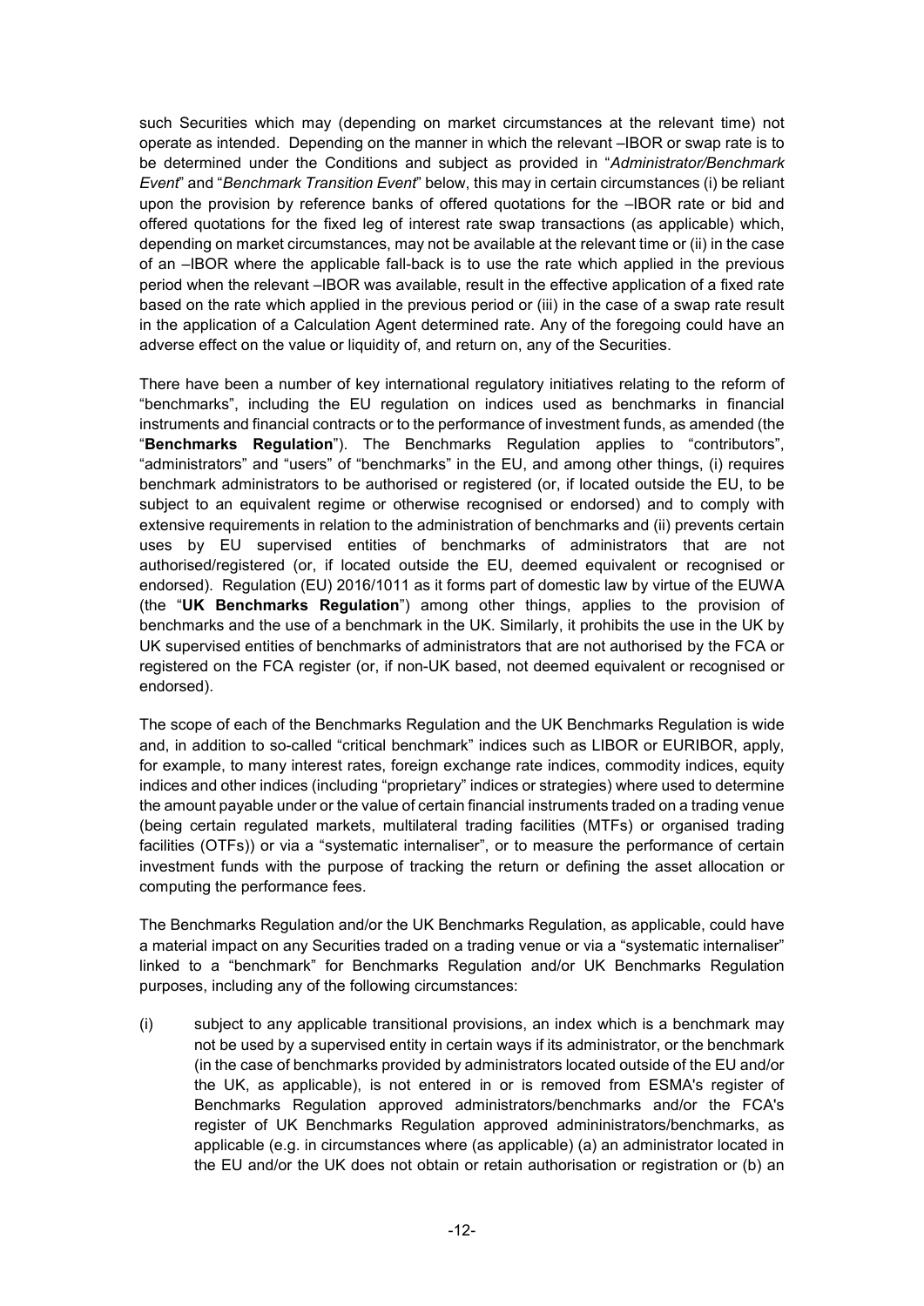such Securities which may (depending on market circumstances at the relevant time) not operate as intended. Depending on the manner in which the relevant –IBOR or swap rate is to be determined under the Conditions and subject as provided in "*Administrator/Benchmark Event*" and "*Benchmark Transition Event*" below, this may in certain circumstances (i) be reliant upon the provision by reference banks of offered quotations for the –IBOR rate or bid and offered quotations for the fixed leg of interest rate swap transactions (as applicable) which, depending on market circumstances, may not be available at the relevant time or (ii) in the case of an –IBOR where the applicable fall-back is to use the rate which applied in the previous period when the relevant –IBOR was available, result in the effective application of a fixed rate based on the rate which applied in the previous period or (iii) in the case of a swap rate result in the application of a Calculation Agent determined rate. Any of the foregoing could have an adverse effect on the value or liquidity of, and return on, any of the Securities.

There have been a number of key international regulatory initiatives relating to the reform of "benchmarks", including the EU regulation on indices used as benchmarks in financial instruments and financial contracts or to the performance of investment funds, as amended (the "**Benchmarks Regulation**"). The Benchmarks Regulation applies to "contributors", "administrators" and "users" of "benchmarks" in the EU, and among other things, (i) requires benchmark administrators to be authorised or registered (or, if located outside the EU, to be subject to an equivalent regime or otherwise recognised or endorsed) and to comply with extensive requirements in relation to the administration of benchmarks and (ii) prevents certain uses by EU supervised entities of benchmarks of administrators that are not authorised/registered (or, if located outside the EU, deemed equivalent or recognised or endorsed). Regulation (EU) 2016/1011 as it forms part of domestic law by virtue of the EUWA (the "**UK Benchmarks Regulation**") among other things, applies to the provision of benchmarks and the use of a benchmark in the UK. Similarly, it prohibits the use in the UK by UK supervised entities of benchmarks of administrators that are not authorised by the FCA or registered on the FCA register (or, if non-UK based, not deemed equivalent or recognised or endorsed).

The scope of each of the Benchmarks Regulation and the UK Benchmarks Regulation is wide and, in addition to so-called "critical benchmark" indices such as LIBOR or EURIBOR, apply, for example, to many interest rates, foreign exchange rate indices, commodity indices, equity indices and other indices (including "proprietary" indices or strategies) where used to determine the amount payable under or the value of certain financial instruments traded on a trading venue (being certain regulated markets, multilateral trading facilities (MTFs) or organised trading facilities (OTFs)) or via a "systematic internaliser", or to measure the performance of certain investment funds with the purpose of tracking the return or defining the asset allocation or computing the performance fees.

The Benchmarks Regulation and/or the UK Benchmarks Regulation, as applicable, could have a material impact on any Securities traded on a trading venue or via a "systematic internaliser" linked to a "benchmark" for Benchmarks Regulation and/or UK Benchmarks Regulation purposes, including any of the following circumstances:

(i) subject to any applicable transitional provisions, an index which is a benchmark may not be used by a supervised entity in certain ways if its administrator, or the benchmark (in the case of benchmarks provided by administrators located outside of the EU and/or the UK, as applicable), is not entered in or is removed from ESMA's register of Benchmarks Regulation approved administrators/benchmarks and/or the FCA's register of UK Benchmarks Regulation approved admininistrators/benchmarks, as applicable (e.g. in circumstances where (as applicable) (a) an administrator located in the EU and/or the UK does not obtain or retain authorisation or registration or (b) an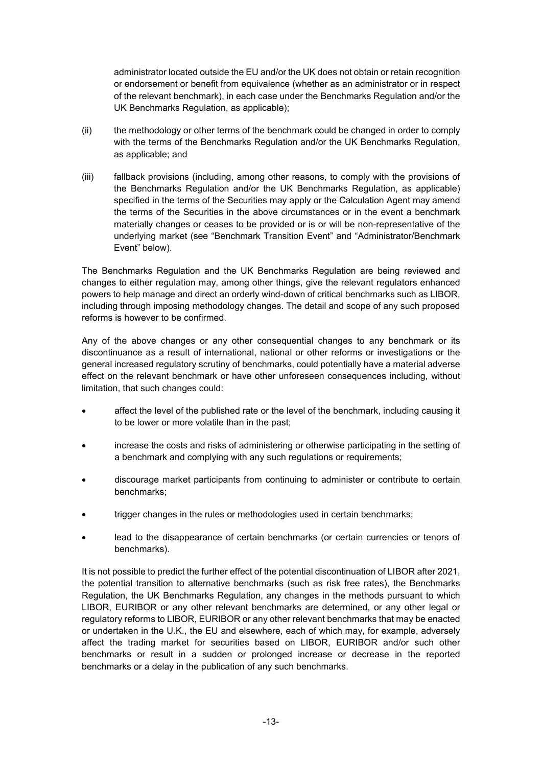administrator located outside the EU and/or the UK does not obtain or retain recognition or endorsement or benefit from equivalence (whether as an administrator or in respect of the relevant benchmark), in each case under the Benchmarks Regulation and/or the UK Benchmarks Regulation, as applicable);

(ii) the methodology or other terms of the benchmark could be changed in order to comply with the terms of the Benchmarks Regulation and/or the UK Benchmarks Regulation, as applicable; and

(iii) fallback provisions (including, among other reasons, to comply with the provisions of the Benchmarks Regulation and/or the UK Benchmarks Regulation, as applicable) specified in the terms of the Securities may apply or the Calculation Agent may amend the terms of the Securities in the above circumstances or in the event a benchmark materially changes or ceases to be provided or is or will be non-representative of the underlying market (see "Benchmark Transition Event" and "Administrator/Benchmark Event" below).

The Benchmarks Regulation and the UK Benchmarks Regulation are being reviewed and changes to either regulation may, among other things, give the relevant regulators enhanced powers to help manage and direct an orderly wind-down of critical benchmarks such as LIBOR, including through imposing methodology changes. The detail and scope of any such proposed reforms is however to be confirmed.

Any of the above changes or any other consequential changes to any benchmark or its discontinuance as a result of international, national or other reforms or investigations or the general increased regulatory scrutiny of benchmarks, could potentially have a material adverse effect on the relevant benchmark or have other unforeseen consequences including, without limitation, that such changes could:

- affect the level of the published rate or the level of the benchmark, including causing it to be lower or more volatile than in the past;
- increase the costs and risks of administering or otherwise participating in the setting of a benchmark and complying with any such regulations or requirements;
- discourage market participants from continuing to administer or contribute to certain benchmarks;
- trigger changes in the rules or methodologies used in certain benchmarks;
- lead to the disappearance of certain benchmarks (or certain currencies or tenors of benchmarks).

It is not possible to predict the further effect of the potential discontinuation of LIBOR after 2021, the potential transition to alternative benchmarks (such as risk free rates), the Benchmarks Regulation, the UK Benchmarks Regulation, any changes in the methods pursuant to which LIBOR, EURIBOR or any other relevant benchmarks are determined, or any other legal or regulatory reforms to LIBOR, EURIBOR or any other relevant benchmarks that may be enacted or undertaken in the U.K., the EU and elsewhere, each of which may, for example, adversely affect the trading market for securities based on LIBOR, EURIBOR and/or such other benchmarks or result in a sudden or prolonged increase or decrease in the reported benchmarks or a delay in the publication of any such benchmarks.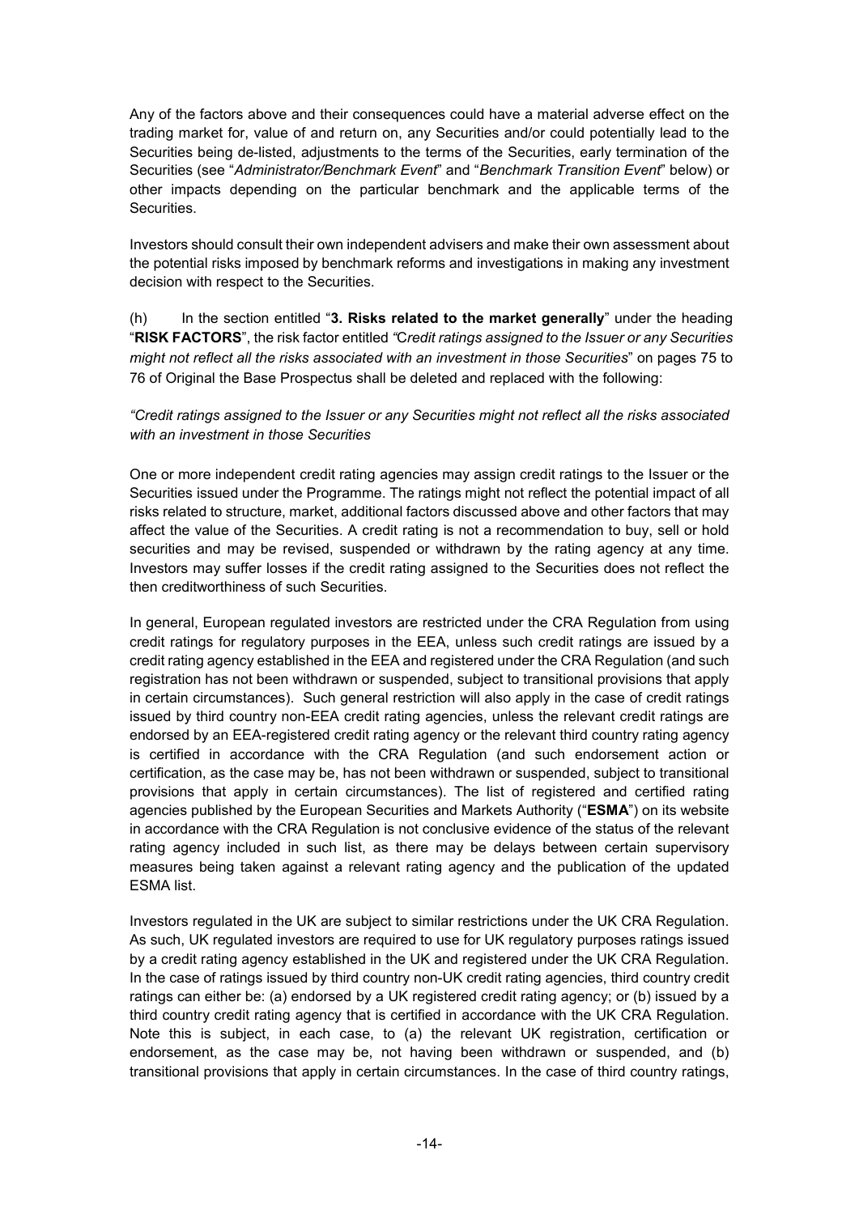Any of the factors above and their consequences could have a material adverse effect on the trading market for, value of and return on, any Securities and/or could potentially lead to the Securities being de-listed, adjustments to the terms of the Securities, early termination of the Securities (see "*Administrator/Benchmark Event*" and "*Benchmark Transition Event*" below) or other impacts depending on the particular benchmark and the applicable terms of the Securities.

Investors should consult their own independent advisers and make their own assessment about the potential risks imposed by benchmark reforms and investigations in making any investment decision with respect to the Securities.

(h) In the section entitled "**3. Risks related to the market generally**" under the heading "**RISK FACTORS**", the risk factor entitled *"Credit ratings assigned to the Issuer or any Securities might not reflect all the risks associated with an investment in those Securities*" on pages 75 to 76 of Original the Base Prospectus shall be deleted and replaced with the following:

*"Credit ratings assigned to the Issuer or any Securities might not reflect all the risks associated with an investment in those Securities*

One or more independent credit rating agencies may assign credit ratings to the Issuer or the Securities issued under the Programme. The ratings might not reflect the potential impact of all risks related to structure, market, additional factors discussed above and other factors that may affect the value of the Securities. A credit rating is not a recommendation to buy, sell or hold securities and may be revised, suspended or withdrawn by the rating agency at any time. Investors may suffer losses if the credit rating assigned to the Securities does not reflect the then creditworthiness of such Securities.

In general, European regulated investors are restricted under the CRA Regulation from using credit ratings for regulatory purposes in the EEA, unless such credit ratings are issued by a credit rating agency established in the EEA and registered under the CRA Regulation (and such registration has not been withdrawn or suspended, subject to transitional provisions that apply in certain circumstances). Such general restriction will also apply in the case of credit ratings issued by third country non-EEA credit rating agencies, unless the relevant credit ratings are endorsed by an EEA-registered credit rating agency or the relevant third country rating agency is certified in accordance with the CRA Regulation (and such endorsement action or certification, as the case may be, has not been withdrawn or suspended, subject to transitional provisions that apply in certain circumstances). The list of registered and certified rating agencies published by the European Securities and Markets Authority ("**ESMA**") on its website in accordance with the CRA Regulation is not conclusive evidence of the status of the relevant rating agency included in such list, as there may be delays between certain supervisory measures being taken against a relevant rating agency and the publication of the updated ESMA list.

Investors regulated in the UK are subject to similar restrictions under the UK CRA Regulation. As such, UK regulated investors are required to use for UK regulatory purposes ratings issued by a credit rating agency established in the UK and registered under the UK CRA Regulation. In the case of ratings issued by third country non-UK credit rating agencies, third country credit ratings can either be: (a) endorsed by a UK registered credit rating agency; or (b) issued by a third country credit rating agency that is certified in accordance with the UK CRA Regulation. Note this is subject, in each case, to (a) the relevant UK registration, certification or endorsement, as the case may be, not having been withdrawn or suspended, and (b) transitional provisions that apply in certain circumstances. In the case of third country ratings,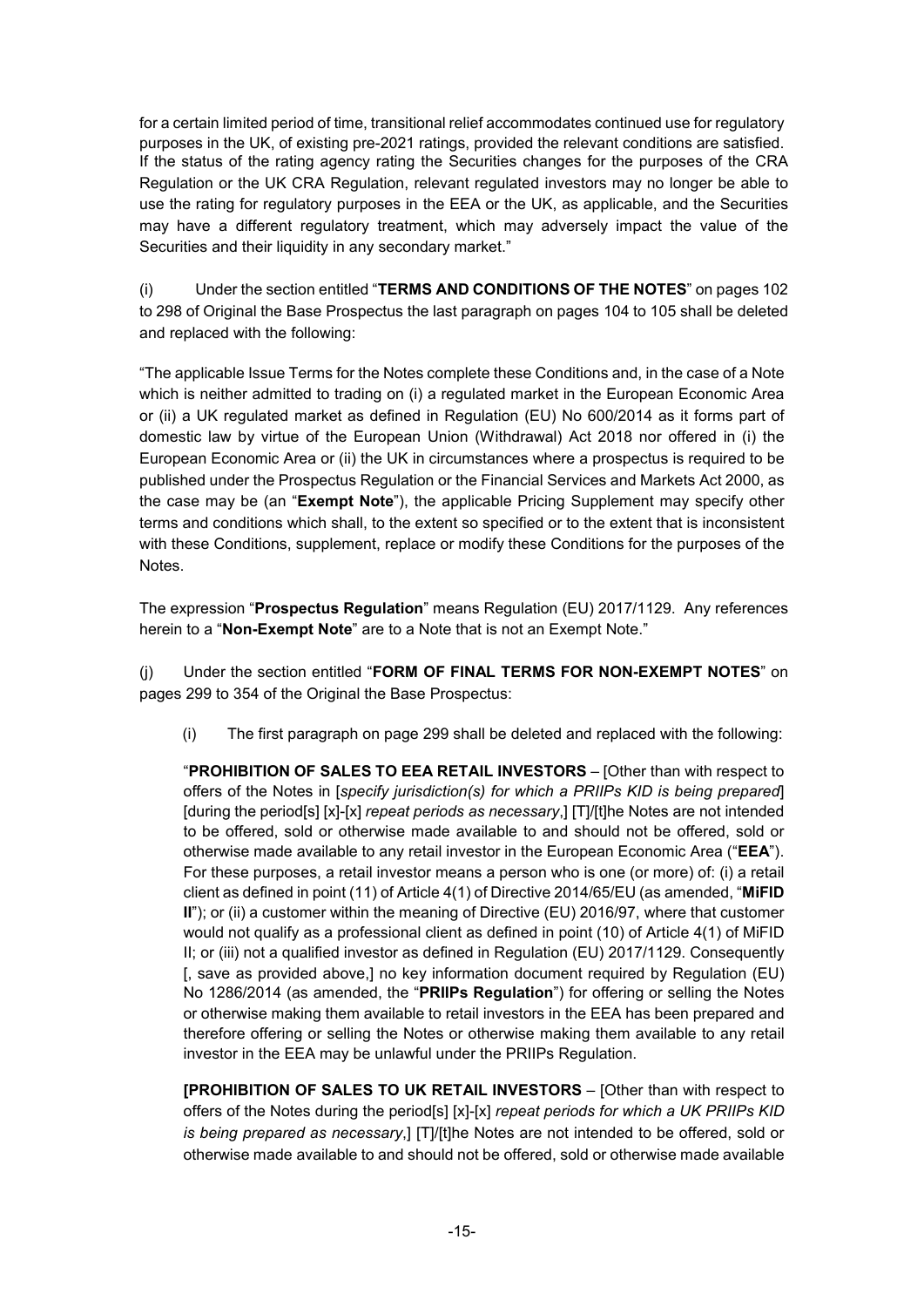for a certain limited period of time, transitional relief accommodates continued use for regulatory purposes in the UK, of existing pre-2021 ratings, provided the relevant conditions are satisfied. If the status of the rating agency rating the Securities changes for the purposes of the CRA Regulation or the UK CRA Regulation, relevant regulated investors may no longer be able to use the rating for regulatory purposes in the EEA or the UK, as applicable, and the Securities may have a different regulatory treatment, which may adversely impact the value of the Securities and their liquidity in any secondary market."

(i) Under the section entitled "**TERMS AND CONDITIONS OF THE NOTES**" on pages 102 to 298 of Original the Base Prospectus the last paragraph on pages 104 to 105 shall be deleted and replaced with the following:

"The applicable Issue Terms for the Notes complete these Conditions and, in the case of a Note which is neither admitted to trading on (i) a regulated market in the European Economic Area or (ii) a UK regulated market as defined in Regulation (EU) No 600/2014 as it forms part of domestic law by virtue of the European Union (Withdrawal) Act 2018 nor offered in (i) the European Economic Area or (ii) the UK in circumstances where a prospectus is required to be published under the Prospectus Regulation or the Financial Services and Markets Act 2000, as the case may be (an "**Exempt Note**"), the applicable Pricing Supplement may specify other terms and conditions which shall, to the extent so specified or to the extent that is inconsistent with these Conditions, supplement, replace or modify these Conditions for the purposes of the Notes.

The expression "**Prospectus Regulation**" means Regulation (EU) 2017/1129. Any references herein to a "**Non-Exempt Note**" are to a Note that is not an Exempt Note."

(j) Under the section entitled "**FORM OF FINAL TERMS FOR NON-EXEMPT NOTES**" on pages 299 to 354 of the Original the Base Prospectus:

(i) The first paragraph on page 299 shall be deleted and replaced with the following:

"**PROHIBITION OF SALES TO EEA RETAIL INVESTORS** – [Other than with respect to offers of the Notes in [*specify jurisdiction(s) for which a PRIIPs KID is being prepared*] [during the period[s] [x]-[x] *repeat periods as necessary*,] [T]/[t]he Notes are not intended to be offered, sold or otherwise made available to and should not be offered, sold or otherwise made available to any retail investor in the European Economic Area ("**EEA**"). For these purposes, a retail investor means a person who is one (or more) of: (i) a retail client as defined in point (11) of Article 4(1) of Directive 2014/65/EU (as amended, "**MiFID II**"); or (ii) a customer within the meaning of Directive (EU) 2016/97, where that customer would not qualify as a professional client as defined in point (10) of Article 4(1) of MiFID II; or (iii) not a qualified investor as defined in Regulation (EU) 2017/1129. Consequently [, save as provided above,] no key information document required by Regulation (EU) No 1286/2014 (as amended, the "**PRIIPs Regulation**") for offering or selling the Notes or otherwise making them available to retail investors in the EEA has been prepared and therefore offering or selling the Notes or otherwise making them available to any retail investor in the EEA may be unlawful under the PRIIPs Regulation.

**[PROHIBITION OF SALES TO UK RETAIL INVESTORS** – [Other than with respect to offers of the Notes during the period[s] [x]-[x] *repeat periods for which a UK PRIIPs KID is being prepared as necessary*,] [T]/[t]he Notes are not intended to be offered, sold or otherwise made available to and should not be offered, sold or otherwise made available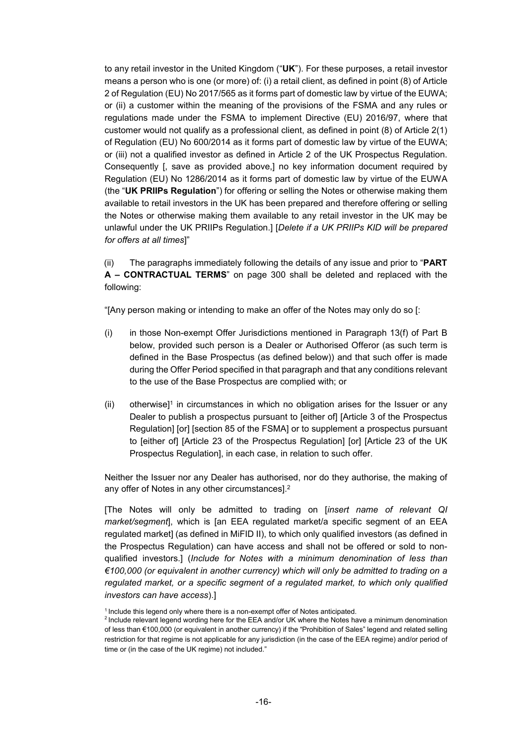to any retail investor in the United Kingdom ("**UK**"). For these purposes, a retail investor means a person who is one (or more) of: (i) a retail client, as defined in point (8) of Article 2 of Regulation (EU) No 2017/565 as it forms part of domestic law by virtue of the EUWA; or (ii) a customer within the meaning of the provisions of the FSMA and any rules or regulations made under the FSMA to implement Directive (EU) 2016/97, where that customer would not qualify as a professional client, as defined in point (8) of Article 2(1) of Regulation (EU) No 600/2014 as it forms part of domestic law by virtue of the EUWA; or (iii) not a qualified investor as defined in Article 2 of the UK Prospectus Regulation. Consequently [, save as provided above,] no key information document required by Regulation (EU) No 1286/2014 as it forms part of domestic law by virtue of the EUWA (the "**UK PRIIPs Regulation**") for offering or selling the Notes or otherwise making them available to retail investors in the UK has been prepared and therefore offering or selling the Notes or otherwise making them available to any retail investor in the UK may be unlawful under the UK PRIIPs Regulation.] [*Delete if a UK PRIIPs KID will be prepared for offers at all times*]"

(ii) The paragraphs immediately following the details of any issue and prior to "**PART A – CONTRACTUAL TERMS**" on page 300 shall be deleted and replaced with the following:

"[Any person making or intending to make an offer of the Notes may only do so [:

(i) in those Non-exempt Offer Jurisdictions mentioned in Paragraph 13(f) of Part B below, provided such person is a Dealer or Authorised Offeror (as such term is defined in the Base Prospectus (as defined below)) and that such offer is made during the Offer Period specified in that paragraph and that any conditions relevant to the use of the Base Prospectus are complied with; or

(ii) otherwise][1] in circumstances in which no obligation arises for the Issuer or any Dealer to publish a prospectus pursuant to [either of] [Article 3 of the Prospectus Regulation] [or] [section 85 of the FSMA] or to supplement a prospectus pursuant to [either of] [Article 23 of the Prospectus Regulation] [or] [Article 23 of the UK Prospectus Regulation], in each case, in relation to such offer.

Neither the Issuer nor any Dealer has authorised, nor do they authorise, the making of any offer of Notes in any other circumstances].[2]

[The Notes will only be admitted to trading on [*insert name of relevant QI market/segment*], which is [an EEA regulated market/a specific segment of an EEA regulated market] (as defined in MiFID II), to which only qualified investors (as defined in the Prospectus Regulation) can have access and shall not be offered or sold to non-qualified investors.] (*Include for Notes with a minimum denomination of less than €100,000 (or equivalent in another currency) which will only be admitted to trading on a regulated market, or a specific segment of a regulated market, to which only qualified investors can have access*).]

[1] Include this legend only where there is a non-exempt offer of Notes anticipated.

[2] Include relevant legend wording here for the EEA and/or UK where the Notes have a minimum denomination of less than €100,000 (or equivalent in another currency) if the "Prohibition of Sales" legend and related selling restriction for that regime is not applicable for any jurisdiction (in the case of the EEA regime) and/or period of time or (in the case of the UK regime) not included."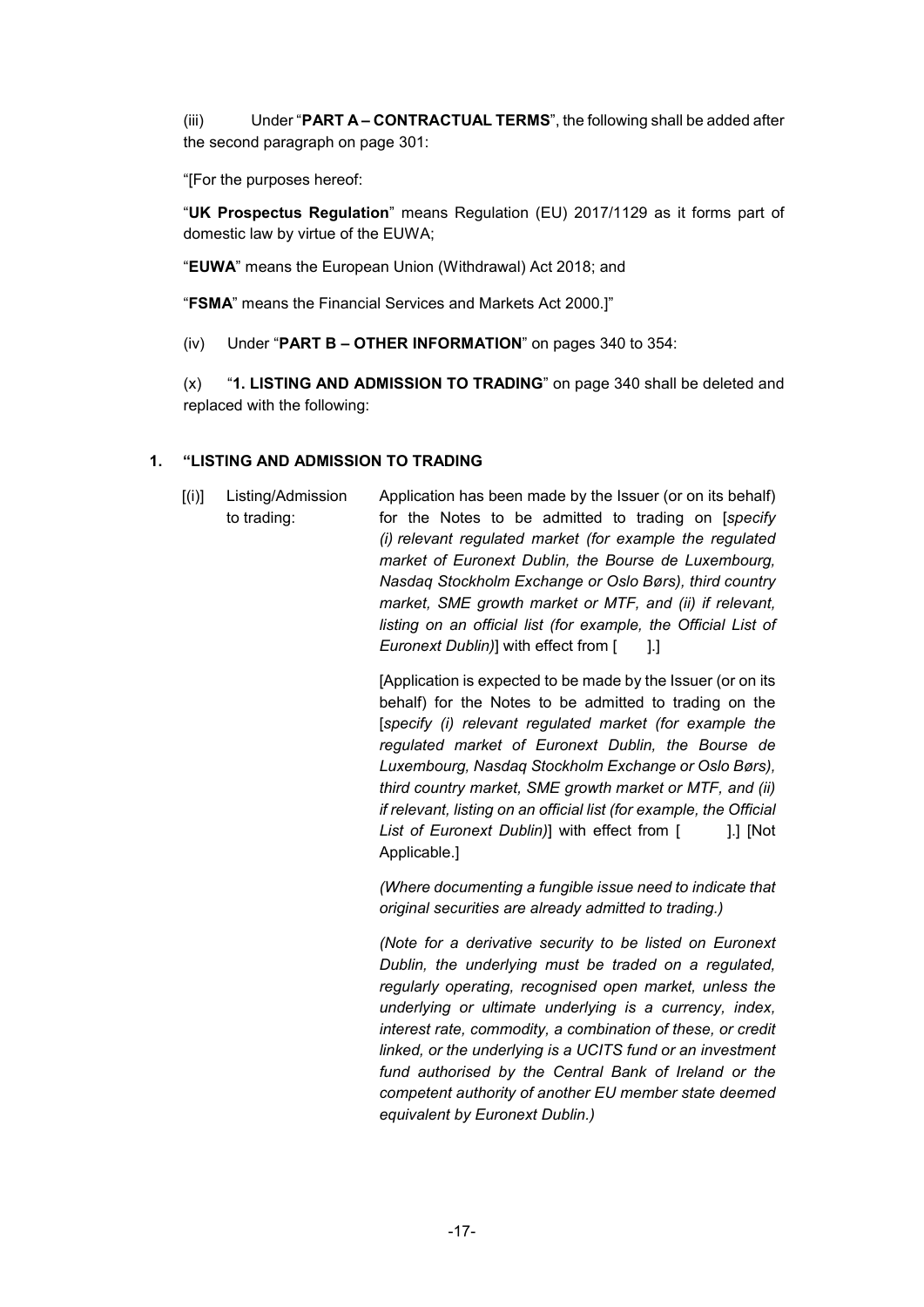(iii) Under "**PART A – CONTRACTUAL TERMS**", the following shall be added after the second paragraph on page 301:

"[For the purposes hereof:

"**UK Prospectus Regulation**" means Regulation (EU) 2017/1129 as it forms part of domestic law by virtue of the EUWA;

"**EUWA**" means the European Union (Withdrawal) Act 2018; and

"**FSMA**" means the Financial Services and Markets Act 2000.]"

(iv) Under "**PART B – OTHER INFORMATION**" on pages 340 to 354:

(x) "**1. LISTING AND ADMISSION TO TRADING**" on page 340 shall be deleted and replaced with the following:

## 1. "LISTING AND ADMISSION TO TRADING

| | | |
|---|---|---|
| [(i)] | Listing/Admission to trading: | Application has been made by the Issuer (or on its behalf) for the Notes to be admitted to trading on [*specify (i) relevant regulated market (for example the regulated market of Euronext Dublin, the Bourse de Luxembourg, Nasdaq Stockholm Exchange or Oslo Børs), third country market, SME growth market or MTF, and (ii) if relevant, listing on an official list (for example, the Official List of Euronext Dublin)*] with effect from [ ].]<br><br>[Application is expected to be made by the Issuer (or on its behalf) for the Notes to be admitted to trading on the [*specify (i) relevant regulated market (for example the regulated market of Euronext Dublin, the Bourse de Luxembourg, Nasdaq Stockholm Exchange or Oslo Børs), third country market, SME growth market or MTF, and (ii) if relevant, listing on an official list (for example, the Official List of Euronext Dublin)*] with effect from [ ].] [Not Applicable.]<br><br>*(Where documenting a fungible issue need to indicate that original securities are already admitted to trading.)*<br><br>*(Note for a derivative security to be listed on Euronext Dublin, the underlying must be traded on a regulated, regularly operating, recognised open market, unless the underlying or ultimate underlying is a currency, index, interest rate, commodity, a combination of these, or credit linked, or the underlying is a UCITS fund or an investment fund authorised by the Central Bank of Ireland or the competent authority of another EU member state deemed equivalent by Euronext Dublin.)* |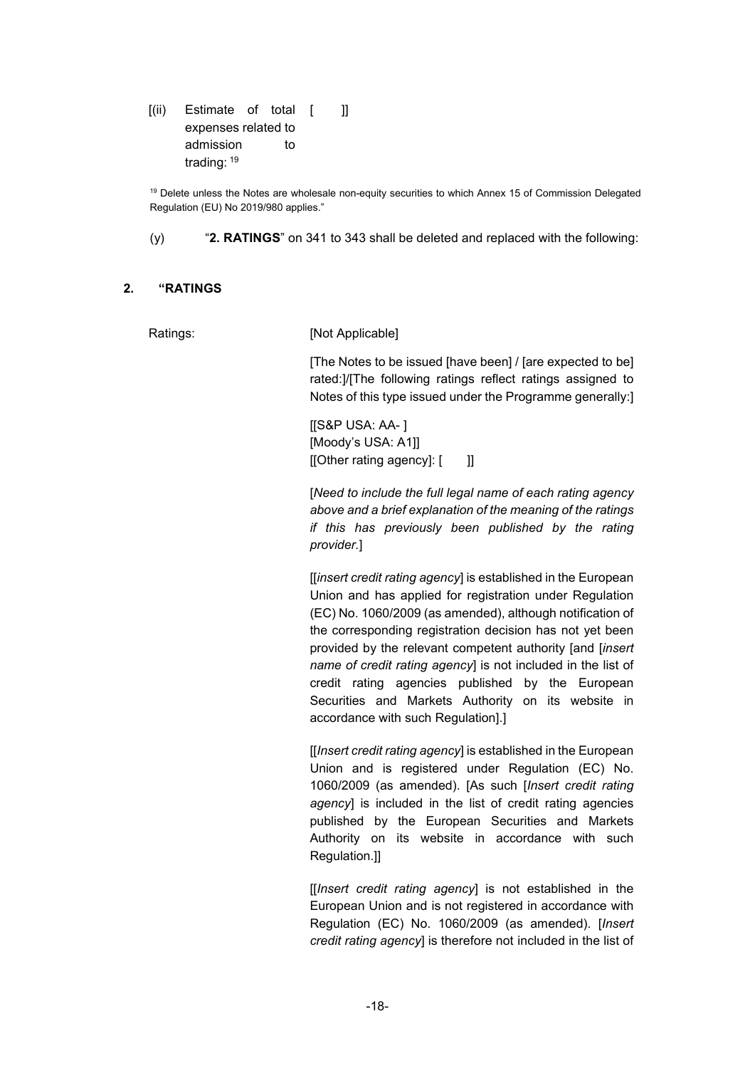[(ii) Estimate of total expenses related to admission to trading: [19] [ ]]

[19] Delete unless the Notes are wholesale non-equity securities to which Annex 15 of Commission Delegated Regulation (EU) No 2019/980 applies."

(y) "**2. RATINGS**" on 341 to 343 shall be deleted and replaced with the following:

**2. "RATINGS**

Ratings: [Not Applicable]

[The Notes to be issued [have been] / [are expected to be] rated:]/[The following ratings reflect ratings assigned to Notes of this type issued under the Programme generally:]

[[S&P USA: AA- ]
[Moody's USA: A1]]
[[Other rating agency]: [ ]]

[*Need to include the full legal name of each rating agency above and a brief explanation of the meaning of the ratings if this has previously been published by the rating provider.*]

[[*insert credit rating agency*] is established in the European Union and has applied for registration under Regulation (EC) No. 1060/2009 (as amended), although notification of the corresponding registration decision has not yet been provided by the relevant competent authority [and [*insert name of credit rating agency*] is not included in the list of credit rating agencies published by the European Securities and Markets Authority on its website in accordance with such Regulation].]

[[*Insert credit rating agency*] is established in the European Union and is registered under Regulation (EC) No. 1060/2009 (as amended). [As such [*Insert credit rating agency*] is included in the list of credit rating agencies published by the European Securities and Markets Authority on its website in accordance with such Regulation.]]

[[*Insert credit rating agency*] is not established in the European Union and is not registered in accordance with Regulation (EC) No. 1060/2009 (as amended). [*Insert credit rating agency*] is therefore not included in the list of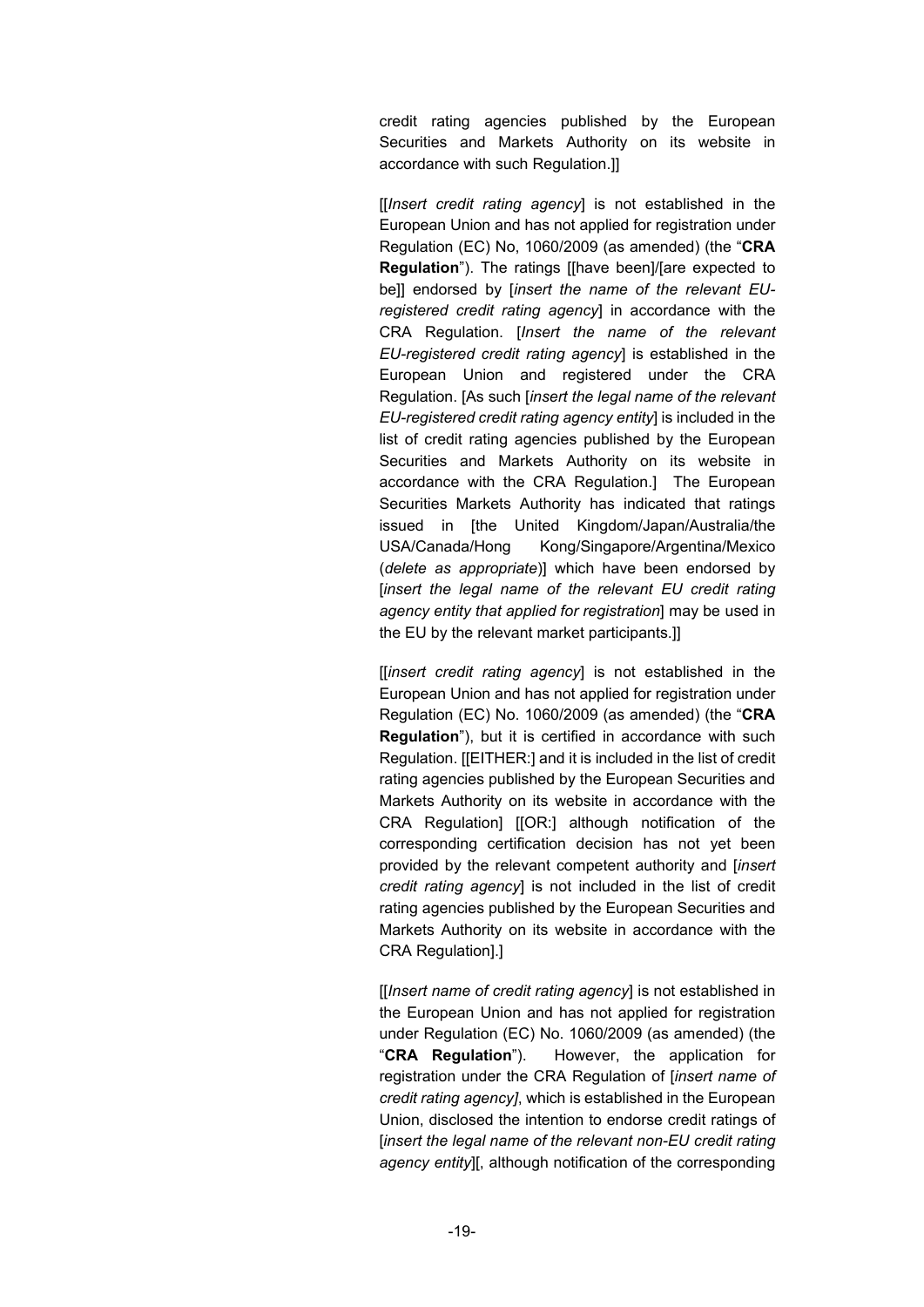credit rating agencies published by the European Securities and Markets Authority on its website in accordance with such Regulation.]]

[[*Insert credit rating agency*] is not established in the European Union and has not applied for registration under Regulation (EC) No, 1060/2009 (as amended) (the "**CRA Regulation**"). The ratings [[have been]/[are expected to be]] endorsed by [*insert the name of the relevant EU-registered credit rating agency*] in accordance with the CRA Regulation. [*Insert the name of the relevant EU-registered credit rating agency*] is established in the European Union and registered under the CRA Regulation. [As such [*insert the legal name of the relevant EU-registered credit rating agency entity*] is included in the list of credit rating agencies published by the European Securities and Markets Authority on its website in accordance with the CRA Regulation.] The European Securities Markets Authority has indicated that ratings issued in [the United Kingdom/Japan/Australia/the USA/Canada/Hong Kong/Singapore/Argentina/Mexico (*delete as appropriate*)] which have been endorsed by [*insert the legal name of the relevant EU credit rating agency entity that applied for registration*] may be used in the EU by the relevant market participants.]]

[[*insert credit rating agency*] is not established in the European Union and has not applied for registration under Regulation (EC) No. 1060/2009 (as amended) (the "**CRA Regulation**"), but it is certified in accordance with such Regulation. [[EITHER:] and it is included in the list of credit rating agencies published by the European Securities and Markets Authority on its website in accordance with the CRA Regulation] [[OR:] although notification of the corresponding certification decision has not yet been provided by the relevant competent authority and [*insert credit rating agency*] is not included in the list of credit rating agencies published by the European Securities and Markets Authority on its website in accordance with the CRA Regulation].]

[[*Insert name of credit rating agency*] is not established in the European Union and has not applied for registration under Regulation (EC) No. 1060/2009 (as amended) (the "**CRA Regulation**"). However, the application for registration under the CRA Regulation of [*insert name of credit rating agency]*, which is established in the European Union, disclosed the intention to endorse credit ratings of [*insert the legal name of the relevant non-EU credit rating agency entity*][, although notification of the corresponding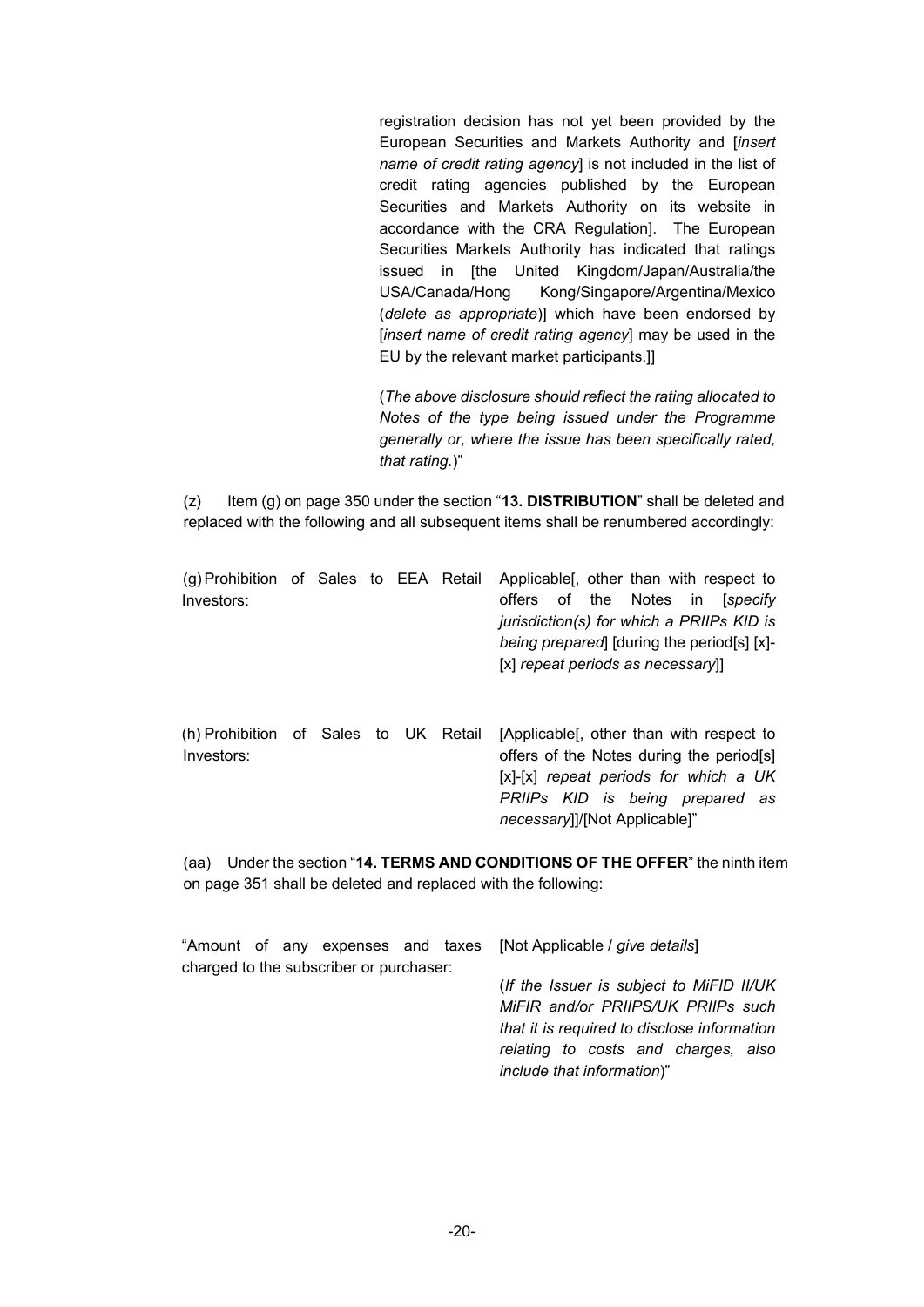registration decision has not yet been provided by the European Securities and Markets Authority and [*insert name of credit rating agency*] is not included in the list of credit rating agencies published by the European Securities and Markets Authority on its website in accordance with the CRA Regulation]. The European Securities Markets Authority has indicated that ratings issued in [the United Kingdom/Japan/Australia/the USA/Canada/Hong Kong/Singapore/Argentina/Mexico (*delete as appropriate*)] which have been endorsed by [*insert name of credit rating agency*] may be used in the EU by the relevant market participants.]]

(*The above disclosure should reflect the rating allocated to Notes of the type being issued under the Programme generally or, where the issue has been specifically rated, that rating.*)"

(z) Item (g) on page 350 under the section "**13. DISTRIBUTION**" shall be deleted and replaced with the following and all subsequent items shall be renumbered accordingly:

| | |
|---|---|
| (g) Prohibition of Sales to EEA Retail Investors: | Applicable[, other than with respect to offers of the Notes in [*specify jurisdiction(s) for which a PRIIPs KID is being prepared*] [during the period[s] [x]-[x] *repeat periods as necessary*]] |
| (h) Prohibition of Sales to UK Retail Investors: | [Applicable[, other than with respect to offers of the Notes during the period[s] [x]-[x] *repeat periods for which a UK PRIIPs KID is being prepared as necessary*]]/[Not Applicable]" |

(aa) Under the section "**14. TERMS AND CONDITIONS OF THE OFFER**" the ninth item on page 351 shall be deleted and replaced with the following:

| | |
|---|---|
| "Amount of any expenses and taxes charged to the subscriber or purchaser: | [Not Applicable / *give details*]<br><br>(*If the Issuer is subject to MiFID II/UK MiFIR and/or PRIIPS/UK PRIIPs such that it is required to disclose information relating to costs and charges, also include that information*)" |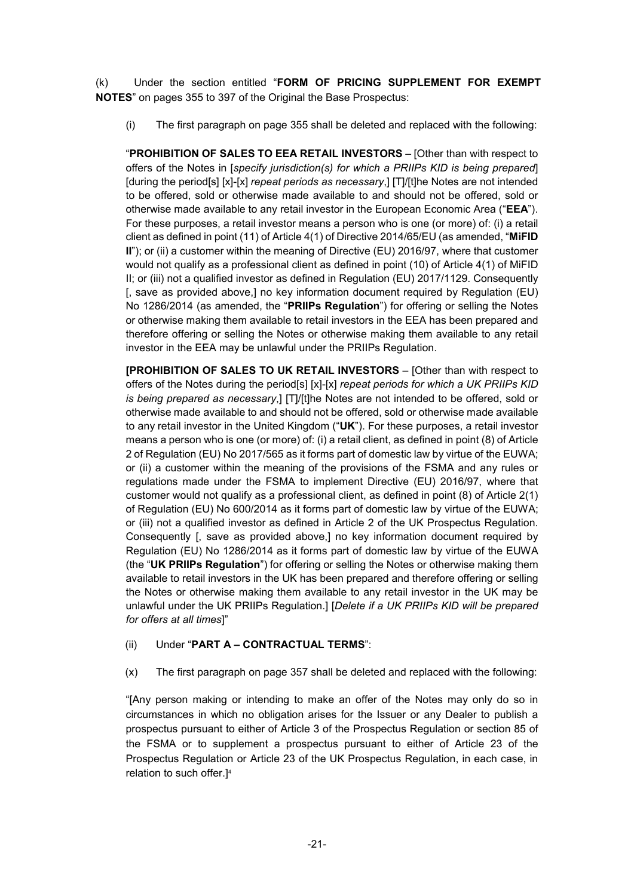(k) Under the section entitled "**FORM OF PRICING SUPPLEMENT FOR EXEMPT NOTES**" on pages 355 to 397 of the Original the Base Prospectus:

(i) The first paragraph on page 355 shall be deleted and replaced with the following:

"**PROHIBITION OF SALES TO EEA RETAIL INVESTORS** – [Other than with respect to offers of the Notes in [*specify jurisdiction(s) for which a PRIIPs KID is being prepared*] [during the period[s] [x]-[x] *repeat periods as necessary*,] [T]/[t]he Notes are not intended to be offered, sold or otherwise made available to and should not be offered, sold or otherwise made available to any retail investor in the European Economic Area ("**EEA**"). For these purposes, a retail investor means a person who is one (or more) of: (i) a retail client as defined in point (11) of Article 4(1) of Directive 2014/65/EU (as amended, "**MiFID II**"); or (ii) a customer within the meaning of Directive (EU) 2016/97, where that customer would not qualify as a professional client as defined in point (10) of Article 4(1) of MiFID II; or (iii) not a qualified investor as defined in Regulation (EU) 2017/1129. Consequently [, save as provided above,] no key information document required by Regulation (EU) No 1286/2014 (as amended, the "**PRIIPs Regulation**") for offering or selling the Notes or otherwise making them available to retail investors in the EEA has been prepared and therefore offering or selling the Notes or otherwise making them available to any retail investor in the EEA may be unlawful under the PRIIPs Regulation.

**[PROHIBITION OF SALES TO UK RETAIL INVESTORS** – [Other than with respect to offers of the Notes during the period[s] [x]-[x] *repeat periods for which a UK PRIIPs KID is being prepared as necessary*,] [T]/[t]he Notes are not intended to be offered, sold or otherwise made available to and should not be offered, sold or otherwise made available to any retail investor in the United Kingdom ("**UK**"). For these purposes, a retail investor means a person who is one (or more) of: (i) a retail client, as defined in point (8) of Article 2 of Regulation (EU) No 2017/565 as it forms part of domestic law by virtue of the EUWA; or (ii) a customer within the meaning of the provisions of the FSMA and any rules or regulations made under the FSMA to implement Directive (EU) 2016/97, where that customer would not qualify as a professional client, as defined in point (8) of Article 2(1) of Regulation (EU) No 600/2014 as it forms part of domestic law by virtue of the EUWA; or (iii) not a qualified investor as defined in Article 2 of the UK Prospectus Regulation. Consequently [, save as provided above,] no key information document required by Regulation (EU) No 1286/2014 as it forms part of domestic law by virtue of the EUWA (the "**UK PRIIPs Regulation**") for offering or selling the Notes or otherwise making them available to retail investors in the UK has been prepared and therefore offering or selling the Notes or otherwise making them available to any retail investor in the UK may be unlawful under the UK PRIIPs Regulation.] [*Delete if a UK PRIIPs KID will be prepared for offers at all times*]"

(ii) Under "**PART A – CONTRACTUAL TERMS**":

(x) The first paragraph on page 357 shall be deleted and replaced with the following:

"[Any person making or intending to make an offer of the Notes may only do so in circumstances in which no obligation arises for the Issuer or any Dealer to publish a prospectus pursuant to either of Article 3 of the Prospectus Regulation or section 85 of the FSMA or to supplement a prospectus pursuant to either of Article 23 of the Prospectus Regulation or Article 23 of the UK Prospectus Regulation, in each case, in relation to such offer.][4]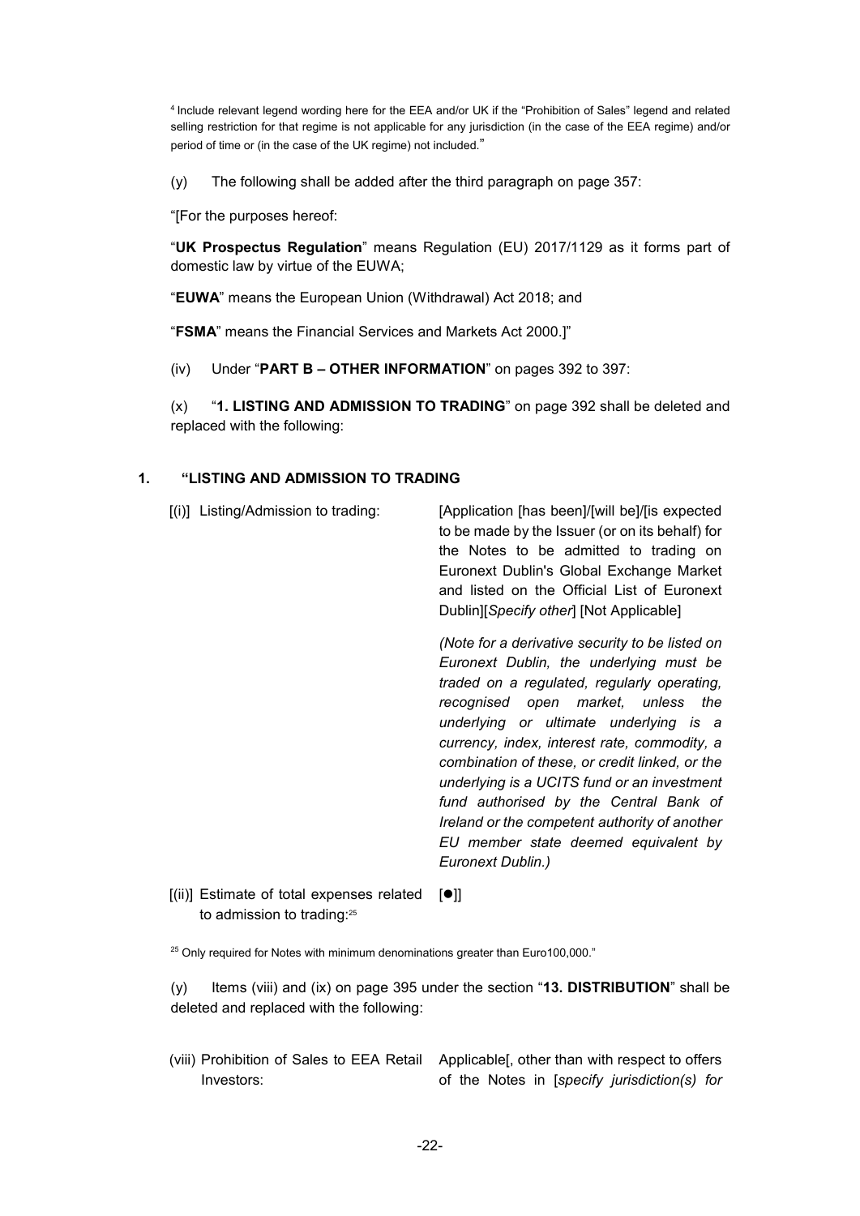[4] Include relevant legend wording here for the EEA and/or UK if the "Prohibition of Sales" legend and related selling restriction for that regime is not applicable for any jurisdiction (in the case of the EEA regime) and/or period of time or (in the case of the UK regime) not included."

(y) The following shall be added after the third paragraph on page 357:

"[For the purposes hereof:

"**UK Prospectus Regulation**" means Regulation (EU) 2017/1129 as it forms part of domestic law by virtue of the EUWA;

"**EUWA**" means the European Union (Withdrawal) Act 2018; and

"**FSMA**" means the Financial Services and Markets Act 2000.]"

(iv) Under "**PART B – OTHER INFORMATION**" on pages 392 to 397:

(x) "**1. LISTING AND ADMISSION TO TRADING**" on page 392 shall be deleted and replaced with the following:

**1. "LISTING AND ADMISSION TO TRADING**

| | |
|---|---|
| [(i)] Listing/Admission to trading: | [Application [has been]/[will be]/[is expected to be made by the Issuer (or on its behalf) for the Notes to be admitted to trading on Euronext Dublin's Global Exchange Market and listed on the Official List of Euronext Dublin][*Specify other*] [Not Applicable]<br><br>*(Note for a derivative security to be listed on Euronext Dublin, the underlying must be traded on a regulated, regularly operating, recognised open market, unless the underlying or ultimate underlying is a currency, index, interest rate, commodity, a combination of these, or credit linked, or the underlying is a UCITS fund or an investment fund authorised by the Central Bank of Ireland or the competent authority of another EU member state deemed equivalent by Euronext Dublin.)* |
| [(ii)] Estimate of total expenses related to admission to trading:[25] | [●]] |

[25] Only required for Notes with minimum denominations greater than Euro100,000."

(y) Items (viii) and (ix) on page 395 under the section "**13. DISTRIBUTION**" shall be deleted and replaced with the following:

| | |
|---|---|
| (viii) Prohibition of Sales to EEA Retail Investors: | Applicable[, other than with respect to offers of the Notes in [*specify jurisdiction(s) for* |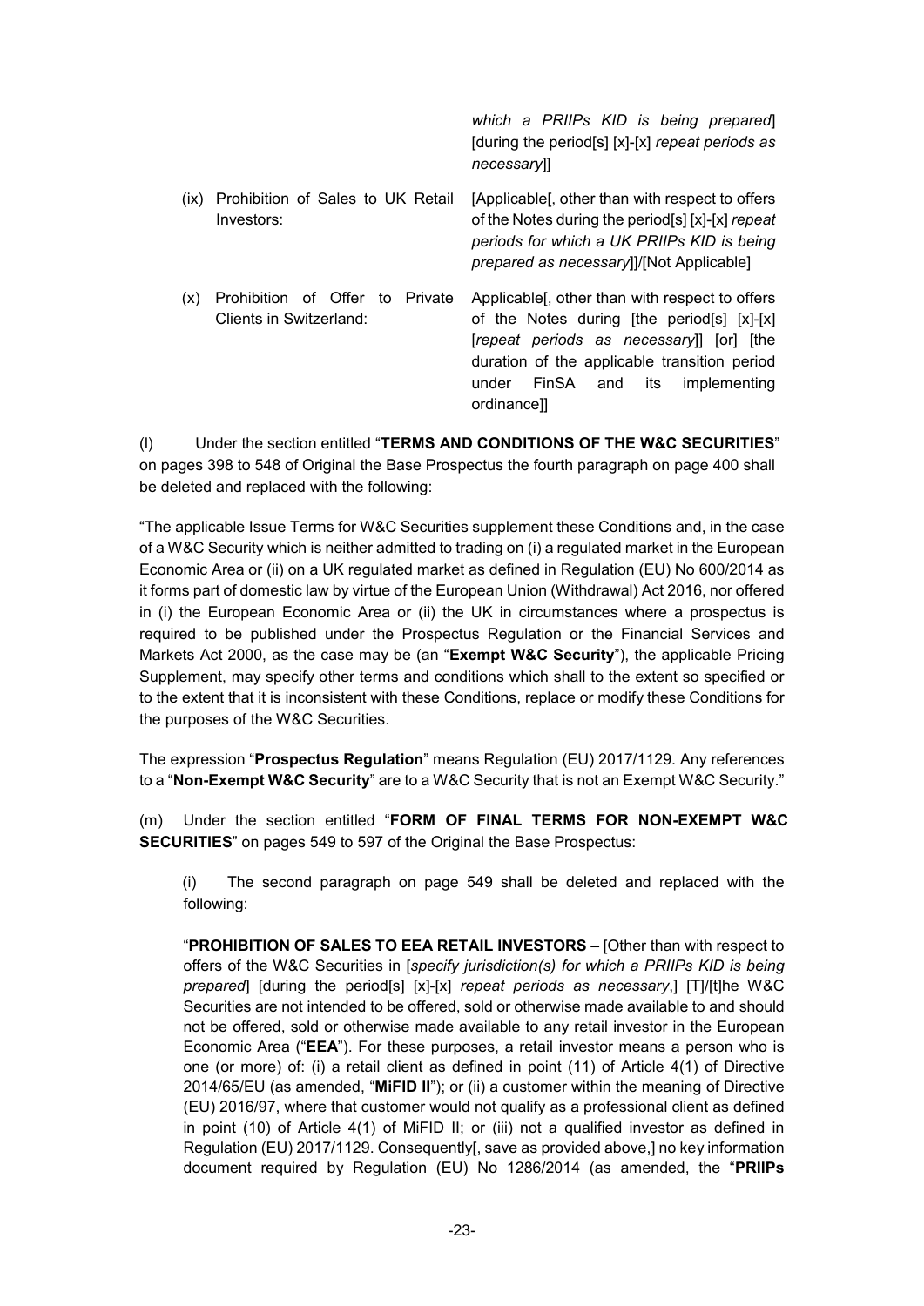| | |
|---|---|
| | *which a PRIIPs KID is being prepared*] [during the period[s] [x]-[x] *repeat periods as necessary*]] |
| (ix) Prohibition of Sales to UK Retail Investors: | [Applicable[, other than with respect to offers of the Notes during the period[s] [x]-[x] *repeat periods for which a UK PRIIPs KID is being prepared as necessary*]]/[Not Applicable] |
| (x) Prohibition of Offer to Private Clients in Switzerland: | Applicable[, other than with respect to offers of the Notes during [the period[s] [x]-[x] [*repeat periods as necessary*]] [or] [the duration of the applicable transition period under FinSA and its implementing ordinance]] |

(l) Under the section entitled "**TERMS AND CONDITIONS OF THE W&C SECURITIES**" on pages 398 to 548 of Original the Base Prospectus the fourth paragraph on page 400 shall be deleted and replaced with the following:

"The applicable Issue Terms for W&C Securities supplement these Conditions and, in the case of a W&C Security which is neither admitted to trading on (i) a regulated market in the European Economic Area or (ii) on a UK regulated market as defined in Regulation (EU) No 600/2014 as it forms part of domestic law by virtue of the European Union (Withdrawal) Act 2016, nor offered in (i) the European Economic Area or (ii) the UK in circumstances where a prospectus is required to be published under the Prospectus Regulation or the Financial Services and Markets Act 2000, as the case may be (an "**Exempt W&C Security**"), the applicable Pricing Supplement, may specify other terms and conditions which shall to the extent so specified or to the extent that it is inconsistent with these Conditions, replace or modify these Conditions for the purposes of the W&C Securities.

The expression "**Prospectus Regulation**" means Regulation (EU) 2017/1129. Any references to a "**Non-Exempt W&C Security**" are to a W&C Security that is not an Exempt W&C Security."

(m) Under the section entitled "**FORM OF FINAL TERMS FOR NON-EXEMPT W&C SECURITIES**" on pages 549 to 597 of the Original the Base Prospectus:

(i) The second paragraph on page 549 shall be deleted and replaced with the following:

"**PROHIBITION OF SALES TO EEA RETAIL INVESTORS** – [Other than with respect to offers of the W&C Securities in [*specify jurisdiction(s) for which a PRIIPs KID is being prepared*] [during the period[s] [x]-[x] *repeat periods as necessary*,] [T]/[t]he W&C Securities are not intended to be offered, sold or otherwise made available to and should not be offered, sold or otherwise made available to any retail investor in the European Economic Area ("**EEA**"). For these purposes, a retail investor means a person who is one (or more) of: (i) a retail client as defined in point (11) of Article 4(1) of Directive 2014/65/EU (as amended, "**MiFID II**"); or (ii) a customer within the meaning of Directive (EU) 2016/97, where that customer would not qualify as a professional client as defined in point (10) of Article 4(1) of MiFID II; or (iii) not a qualified investor as defined in Regulation (EU) 2017/1129. Consequently[, save as provided above,] no key information document required by Regulation (EU) No 1286/2014 (as amended, the "**PRIIPs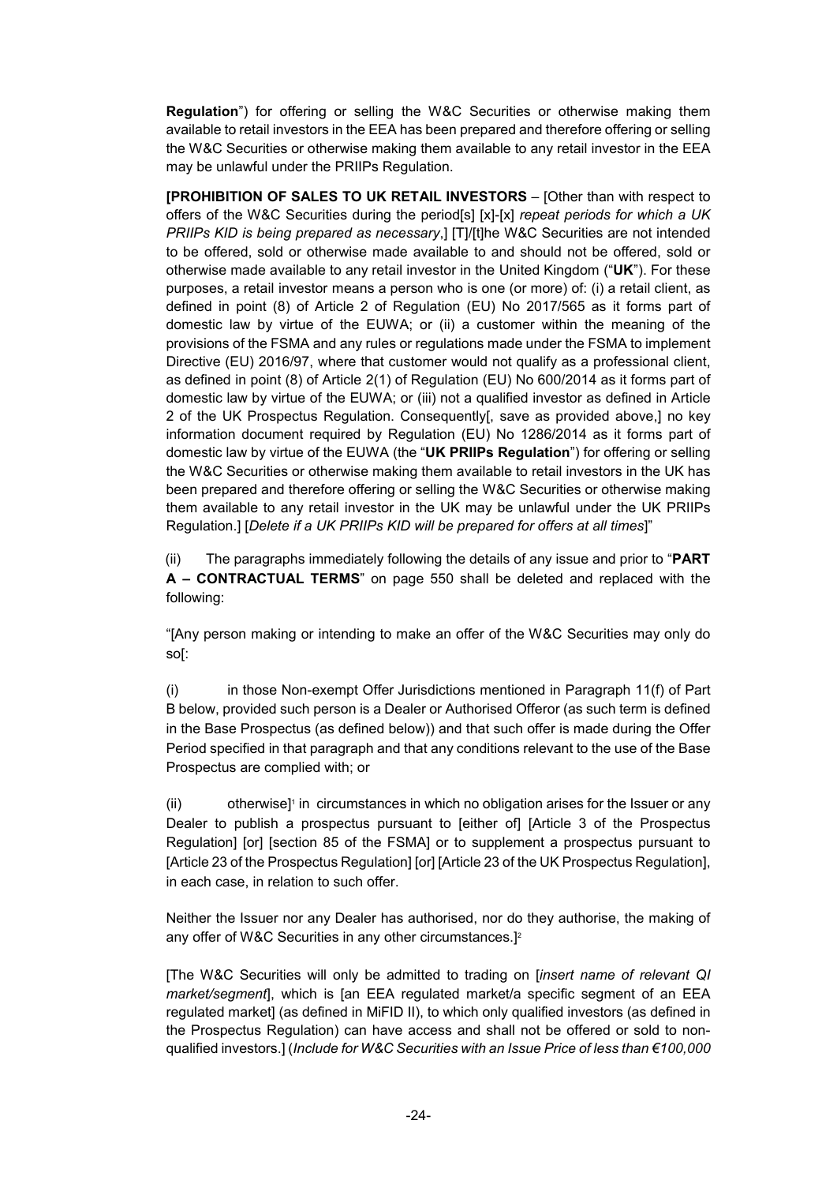**Regulation**") for offering or selling the W&C Securities or otherwise making them available to retail investors in the EEA has been prepared and therefore offering or selling the W&C Securities or otherwise making them available to any retail investor in the EEA may be unlawful under the PRIIPs Regulation.

**[PROHIBITION OF SALES TO UK RETAIL INVESTORS** – [Other than with respect to offers of the W&C Securities during the period[s] [x]-[x] *repeat periods for which a UK PRIIPs KID is being prepared as necessary*,] [T]/[t]he W&C Securities are not intended to be offered, sold or otherwise made available to and should not be offered, sold or otherwise made available to any retail investor in the United Kingdom ("**UK**"). For these purposes, a retail investor means a person who is one (or more) of: (i) a retail client, as defined in point (8) of Article 2 of Regulation (EU) No 2017/565 as it forms part of domestic law by virtue of the EUWA; or (ii) a customer within the meaning of the provisions of the FSMA and any rules or regulations made under the FSMA to implement Directive (EU) 2016/97, where that customer would not qualify as a professional client, as defined in point (8) of Article 2(1) of Regulation (EU) No 600/2014 as it forms part of domestic law by virtue of the EUWA; or (iii) not a qualified investor as defined in Article 2 of the UK Prospectus Regulation. Consequently[, save as provided above,] no key information document required by Regulation (EU) No 1286/2014 as it forms part of domestic law by virtue of the EUWA (the "**UK PRIIPs Regulation**") for offering or selling the W&C Securities or otherwise making them available to retail investors in the UK has been prepared and therefore offering or selling the W&C Securities or otherwise making them available to any retail investor in the UK may be unlawful under the UK PRIIPs Regulation.] [*Delete if a UK PRIIPs KID will be prepared for offers at all times*]"

(ii) The paragraphs immediately following the details of any issue and prior to "**PART A – CONTRACTUAL TERMS**" on page 550 shall be deleted and replaced with the following:

"[Any person making or intending to make an offer of the W&C Securities may only do so[:

(i) in those Non-exempt Offer Jurisdictions mentioned in Paragraph 11(f) of Part B below, provided such person is a Dealer or Authorised Offeror (as such term is defined in the Base Prospectus (as defined below)) and that such offer is made during the Offer Period specified in that paragraph and that any conditions relevant to the use of the Base Prospectus are complied with; or

(ii) otherwise][1] in circumstances in which no obligation arises for the Issuer or any Dealer to publish a prospectus pursuant to [either of] [Article 3 of the Prospectus Regulation] [or] [section 85 of the FSMA] or to supplement a prospectus pursuant to [Article 23 of the Prospectus Regulation] [or] [Article 23 of the UK Prospectus Regulation], in each case, in relation to such offer.

Neither the Issuer nor any Dealer has authorised, nor do they authorise, the making of any offer of W&C Securities in any other circumstances.][2]

[The W&C Securities will only be admitted to trading on [*insert name of relevant QI market/segment*], which is [an EEA regulated market/a specific segment of an EEA regulated market] (as defined in MiFID II), to which only qualified investors (as defined in the Prospectus Regulation) can have access and shall not be offered or sold to non-qualified investors.] (*Include for W&C Securities with an Issue Price of less than €100,000*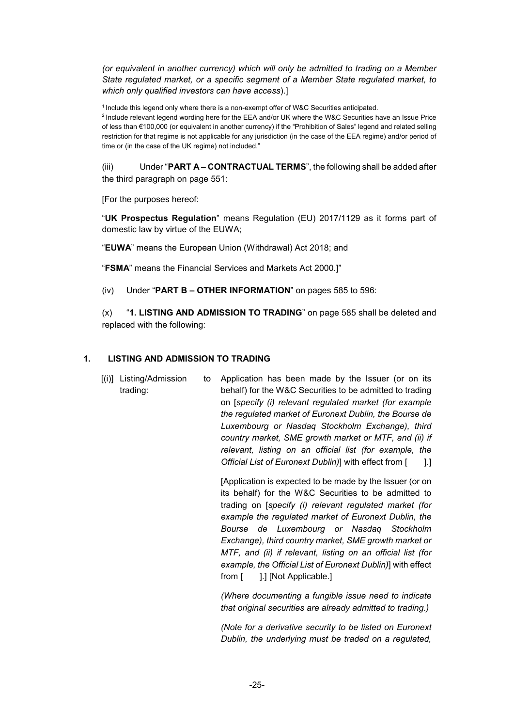*(or equivalent in another currency) which will only be admitted to trading on a Member State regulated market, or a specific segment of a Member State regulated market, to which only qualified investors can have access*).]

[1] Include this legend only where there is a non-exempt offer of W&C Securities anticipated.

[2] Include relevant legend wording here for the EEA and/or UK where the W&C Securities have an Issue Price of less than €100,000 (or equivalent in another currency) if the "Prohibition of Sales" legend and related selling restriction for that regime is not applicable for any jurisdiction (in the case of the EEA regime) and/or period of time or (in the case of the UK regime) not included."

(iii) Under "**PART A – CONTRACTUAL TERMS**", the following shall be added after the third paragraph on page 551:

[For the purposes hereof:

"**UK Prospectus Regulation**" means Regulation (EU) 2017/1129 as it forms part of domestic law by virtue of the EUWA;

"**EUWA**" means the European Union (Withdrawal) Act 2018; and

"**FSMA**" means the Financial Services and Markets Act 2000.]"

(iv) Under "**PART B – OTHER INFORMATION**" on pages 585 to 596:

(x) "**1. LISTING AND ADMISSION TO TRADING**" on page 585 shall be deleted and replaced with the following:

## 1. LISTING AND ADMISSION TO TRADING

[(i)] Listing/Admission to trading:

Application has been made by the Issuer (or on its behalf) for the W&C Securities to be admitted to trading on [*specify (i) relevant regulated market (for example the regulated market of Euronext Dublin, the Bourse de Luxembourg or Nasdaq Stockholm Exchange), third country market, SME growth market or MTF, and (ii) if relevant, listing on an official list (for example, the Official List of Euronext Dublin)*] with effect from [ ].]

[Application is expected to be made by the Issuer (or on its behalf) for the W&C Securities to be admitted to trading on [*specify (i) relevant regulated market (for example the regulated market of Euronext Dublin, the Bourse de Luxembourg or Nasdaq Stockholm Exchange), third country market, SME growth market or MTF, and (ii) if relevant, listing on an official list (for example, the Official List of Euronext Dublin)*] with effect from [ ].] [Not Applicable.]

*(Where documenting a fungible issue need to indicate that original securities are already admitted to trading.)*

*(Note for a derivative security to be listed on Euronext Dublin, the underlying must be traded on a regulated,*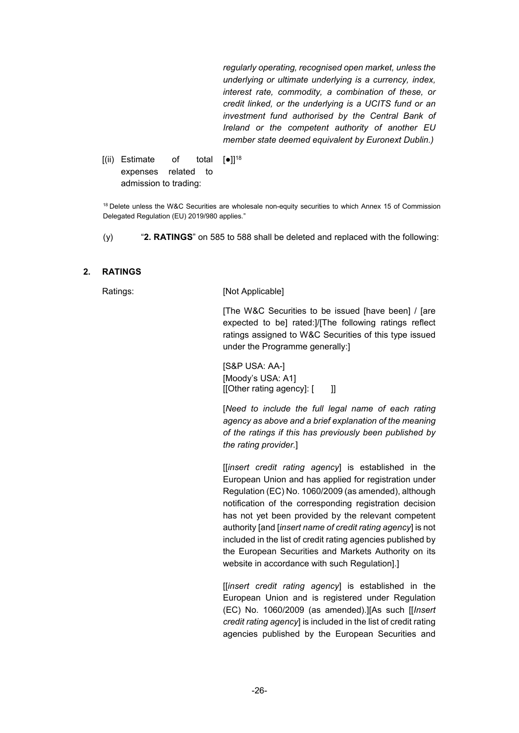*regularly operating, recognised open market, unless the underlying or ultimate underlying is a currency, index, interest rate, commodity, a combination of these, or credit linked, or the underlying is a UCITS fund or an investment fund authorised by the Central Bank of Ireland or the competent authority of another EU member state deemed equivalent by Euronext Dublin.)*

[(ii) Estimate of total expenses related to admission to trading: [●]][18]

[18] Delete unless the W&C Securities are wholesale non-equity securities to which Annex 15 of Commission Delegated Regulation (EU) 2019/980 applies."

(y) "**2. RATINGS**" on 585 to 588 shall be deleted and replaced with the following:

## 2. RATINGS

Ratings: [Not Applicable]

[The W&C Securities to be issued [have been] / [are expected to be] rated:]/[The following ratings reflect ratings assigned to W&C Securities of this type issued under the Programme generally:]

[S&P USA: AA-]
[Moody's USA: A1]
[[Other rating agency]: [ ]]

[*Need to include the full legal name of each rating agency as above and a brief explanation of the meaning of the ratings if this has previously been published by the rating provider.*]

[[*insert credit rating agency*] is established in the European Union and has applied for registration under Regulation (EC) No. 1060/2009 (as amended), although notification of the corresponding registration decision has not yet been provided by the relevant competent authority [and [*insert name of credit rating agency*] is not included in the list of credit rating agencies published by the European Securities and Markets Authority on its website in accordance with such Regulation].]

[[*insert credit rating agency*] is established in the European Union and is registered under Regulation (EC) No. 1060/2009 (as amended).][As such [[*Insert credit rating agency*] is included in the list of credit rating agencies published by the European Securities and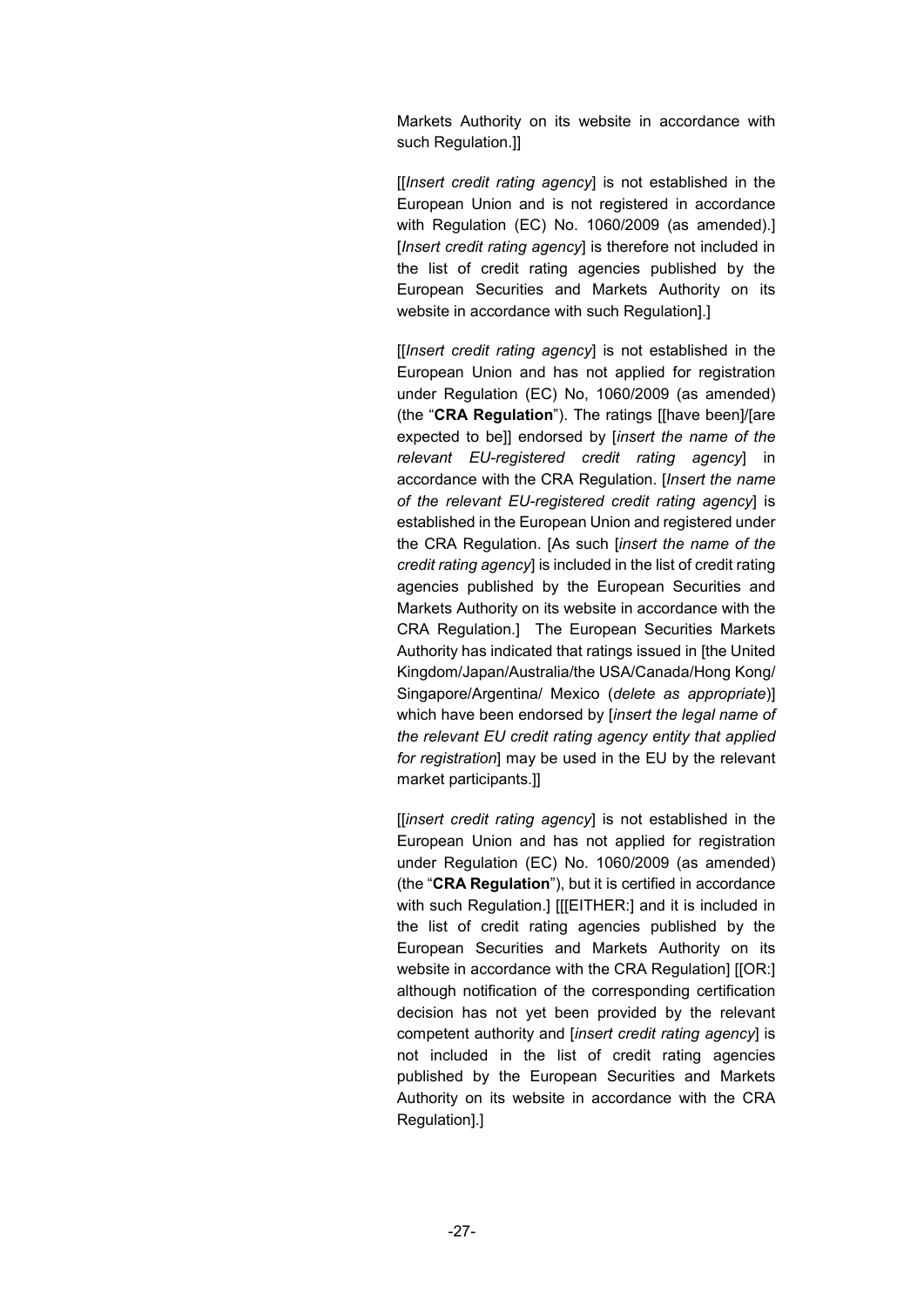Markets Authority on its website in accordance with such Regulation.]]

[[*Insert credit rating agency*] is not established in the European Union and is not registered in accordance with Regulation (EC) No. 1060/2009 (as amended).] [*Insert credit rating agency*] is therefore not included in the list of credit rating agencies published by the European Securities and Markets Authority on its website in accordance with such Regulation].]

[[*Insert credit rating agency*] is not established in the European Union and has not applied for registration under Regulation (EC) No, 1060/2009 (as amended) (the "**CRA Regulation**"). The ratings [[have been]/[are expected to be]] endorsed by [*insert the name of the relevant EU-registered credit rating agency*] in accordance with the CRA Regulation. [*Insert the name of the relevant EU-registered credit rating agency*] is established in the European Union and registered under the CRA Regulation. [As such [*insert the name of the credit rating agency*] is included in the list of credit rating agencies published by the European Securities and Markets Authority on its website in accordance with the CRA Regulation.] The European Securities Markets Authority has indicated that ratings issued in [the United Kingdom/Japan/Australia/the USA/Canada/Hong Kong/ Singapore/Argentina/ Mexico (*delete as appropriate*)] which have been endorsed by [*insert the legal name of the relevant EU credit rating agency entity that applied for registration*] may be used in the EU by the relevant market participants.]]

[[*insert credit rating agency*] is not established in the European Union and has not applied for registration under Regulation (EC) No. 1060/2009 (as amended) (the "**CRA Regulation**"), but it is certified in accordance with such Regulation.] [[[EITHER:] and it is included in the list of credit rating agencies published by the European Securities and Markets Authority on its website in accordance with the CRA Regulation] [[OR:] although notification of the corresponding certification decision has not yet been provided by the relevant competent authority and [*insert credit rating agency*] is not included in the list of credit rating agencies published by the European Securities and Markets Authority on its website in accordance with the CRA Regulation].]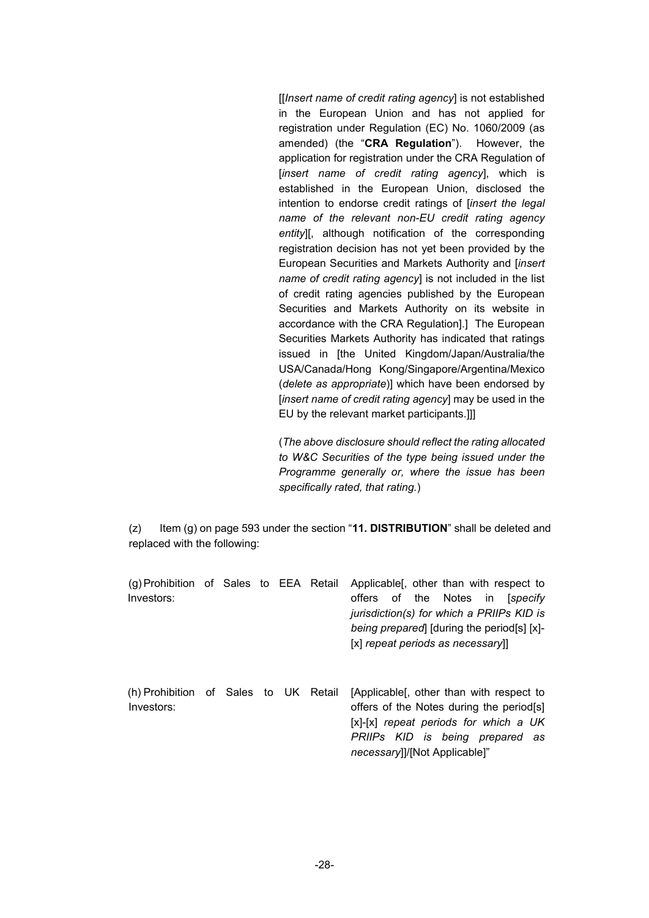[[*Insert name of credit rating agency*] is not established in the European Union and has not applied for registration under Regulation (EC) No. 1060/2009 (as amended) (the "**CRA Regulation**"). However, the application for registration under the CRA Regulation of [*insert name of credit rating agency*], which is established in the European Union, disclosed the intention to endorse credit ratings of [*insert the legal name of the relevant non-EU credit rating agency entity*][, although notification of the corresponding registration decision has not yet been provided by the European Securities and Markets Authority and [*insert name of credit rating agency*] is not included in the list of credit rating agencies published by the European Securities and Markets Authority on its website in accordance with the CRA Regulation].] The European Securities Markets Authority has indicated that ratings issued in [the United Kingdom/Japan/Australia/the USA/Canada/Hong Kong/Singapore/Argentina/Mexico (*delete as appropriate*)] which have been endorsed by [*insert name of credit rating agency*] may be used in the EU by the relevant market participants.]]]

(*The above disclosure should reflect the rating allocated to W&C Securities of the type being issued under the Programme generally or, where the issue has been specifically rated, that rating.*)

(z) Item (g) on page 593 under the section "**11. DISTRIBUTION**" shall be deleted and replaced with the following:

| | |
|---|---|
| (g) Prohibition of Sales to EEA Retail Investors: | Applicable[, other than with respect to offers of the Notes in [*specify jurisdiction(s) for which a PRIIPs KID is being prepared*] [during the period[s] [x]-[x] *repeat periods as necessary*]] |
| (h) Prohibition of Sales to UK Retail Investors: | [Applicable[, other than with respect to offers of the Notes during the period[s] [x]-[x] *repeat periods for which a UK PRIIPs KID is being prepared as necessary*]]/[Not Applicable]" |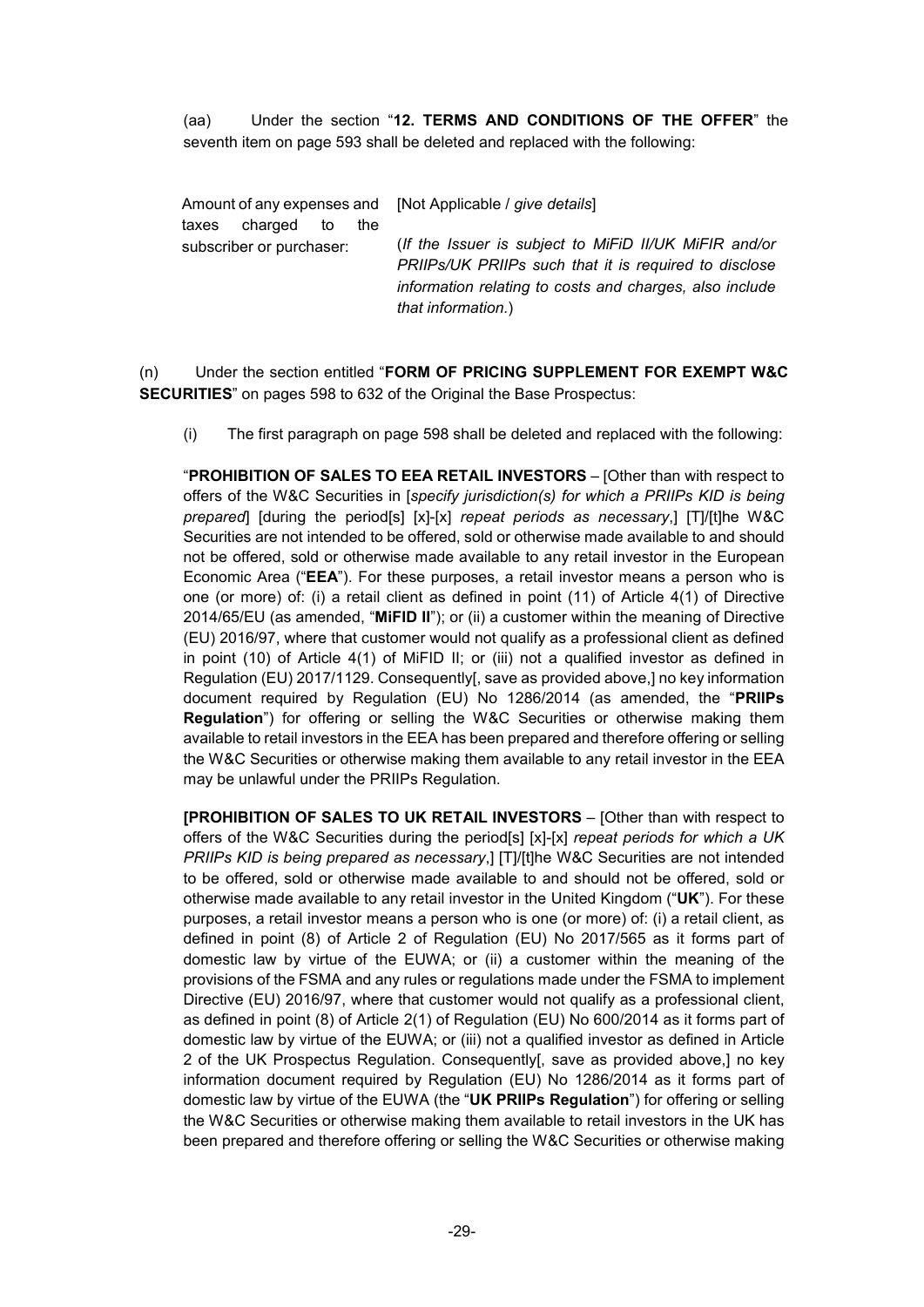(aa) Under the section "**12. TERMS AND CONDITIONS OF THE OFFER**" the seventh item on page 593 shall be deleted and replaced with the following:

| | |
|---|---|
| Amount of any expenses and taxes charged to the subscriber or purchaser: | [Not Applicable / *give details*]<br><br>(*If the Issuer is subject to MiFiD II/UK MiFIR and/or PRIIPs/UK PRIIPs such that it is required to disclose information relating to costs and charges, also include that information.*) |

(n) Under the section entitled "**FORM OF PRICING SUPPLEMENT FOR EXEMPT W&C SECURITIES**" on pages 598 to 632 of the Original the Base Prospectus:

(i) The first paragraph on page 598 shall be deleted and replaced with the following:

"**PROHIBITION OF SALES TO EEA RETAIL INVESTORS** – [Other than with respect to offers of the W&C Securities in [*specify jurisdiction(s) for which a PRIIPs KID is being prepared*] [during the period[s] [x]-[x] *repeat periods as necessary*,] [T]/[t]he W&C Securities are not intended to be offered, sold or otherwise made available to and should not be offered, sold or otherwise made available to any retail investor in the European Economic Area ("**EEA**"). For these purposes, a retail investor means a person who is one (or more) of: (i) a retail client as defined in point (11) of Article 4(1) of Directive 2014/65/EU (as amended, "**MiFID II**"); or (ii) a customer within the meaning of Directive (EU) 2016/97, where that customer would not qualify as a professional client as defined in point (10) of Article 4(1) of MiFID II; or (iii) not a qualified investor as defined in Regulation (EU) 2017/1129. Consequently[, save as provided above,] no key information document required by Regulation (EU) No 1286/2014 (as amended, the "**PRIIPs Regulation**") for offering or selling the W&C Securities or otherwise making them available to retail investors in the EEA has been prepared and therefore offering or selling the W&C Securities or otherwise making them available to any retail investor in the EEA may be unlawful under the PRIIPs Regulation.

**[PROHIBITION OF SALES TO UK RETAIL INVESTORS** – [Other than with respect to offers of the W&C Securities during the period[s] [x]-[x] *repeat periods for which a UK PRIIPs KID is being prepared as necessary*,] [T]/[t]he W&C Securities are not intended to be offered, sold or otherwise made available to and should not be offered, sold or otherwise made available to any retail investor in the United Kingdom ("**UK**"). For these purposes, a retail investor means a person who is one (or more) of: (i) a retail client, as defined in point (8) of Article 2 of Regulation (EU) No 2017/565 as it forms part of domestic law by virtue of the EUWA; or (ii) a customer within the meaning of the provisions of the FSMA and any rules or regulations made under the FSMA to implement Directive (EU) 2016/97, where that customer would not qualify as a professional client, as defined in point (8) of Article 2(1) of Regulation (EU) No 600/2014 as it forms part of domestic law by virtue of the EUWA; or (iii) not a qualified investor as defined in Article 2 of the UK Prospectus Regulation. Consequently[, save as provided above,] no key information document required by Regulation (EU) No 1286/2014 as it forms part of domestic law by virtue of the EUWA (the "**UK PRIIPs Regulation**") for offering or selling the W&C Securities or otherwise making them available to retail investors in the UK has been prepared and therefore offering or selling the W&C Securities or otherwise making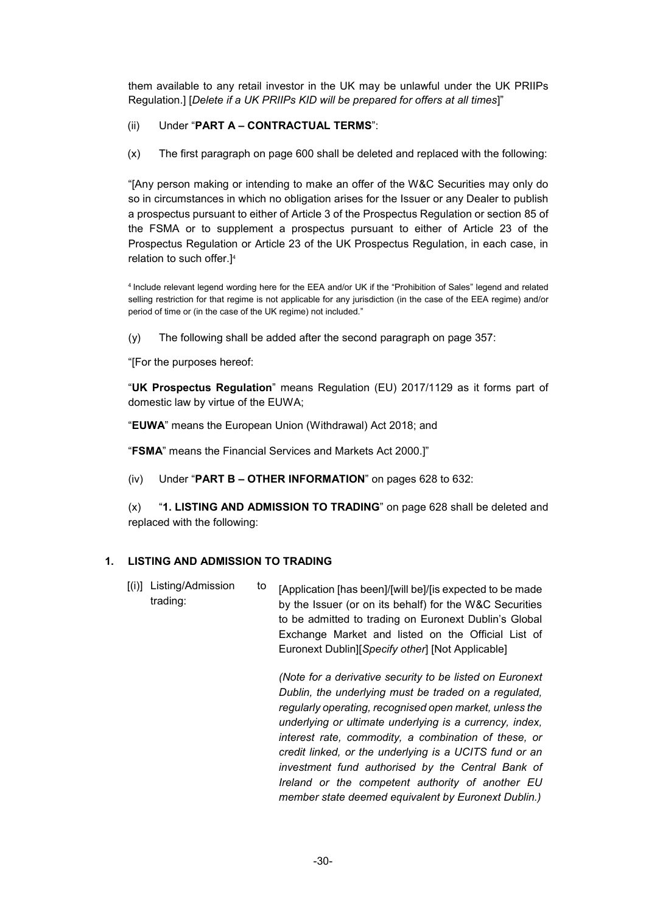them available to any retail investor in the UK may be unlawful under the UK PRIIPs Regulation.] [*Delete if a UK PRIIPs KID will be prepared for offers at all times*]"

(ii) Under "**PART A – CONTRACTUAL TERMS**":

(x) The first paragraph on page 600 shall be deleted and replaced with the following:

"[Any person making or intending to make an offer of the W&C Securities may only do so in circumstances in which no obligation arises for the Issuer or any Dealer to publish a prospectus pursuant to either of Article 3 of the Prospectus Regulation or section 85 of the FSMA or to supplement a prospectus pursuant to either of Article 23 of the Prospectus Regulation or Article 23 of the UK Prospectus Regulation, in each case, in relation to such offer.][4]

[4] Include relevant legend wording here for the EEA and/or UK if the "Prohibition of Sales" legend and related selling restriction for that regime is not applicable for any jurisdiction (in the case of the EEA regime) and/or period of time or (in the case of the UK regime) not included."

(y) The following shall be added after the second paragraph on page 357:

"[For the purposes hereof:

"**UK Prospectus Regulation**" means Regulation (EU) 2017/1129 as it forms part of domestic law by virtue of the EUWA;

"**EUWA**" means the European Union (Withdrawal) Act 2018; and

"**FSMA**" means the Financial Services and Markets Act 2000.]"

(iv) Under "**PART B – OTHER INFORMATION**" on pages 628 to 632:

(x) "**1. LISTING AND ADMISSION TO TRADING**" on page 628 shall be deleted and replaced with the following:

**1. LISTING AND ADMISSION TO TRADING**

| | |
|---|---|
| [(i)] Listing/Admission to trading: | [Application [has been]/[will be]/[is expected to be made by the Issuer (or on its behalf) for the W&C Securities to be admitted to trading on Euronext Dublin's Global Exchange Market and listed on the Official List of Euronext Dublin][*Specify other*] [Not Applicable]<br><br>*(Note for a derivative security to be listed on Euronext Dublin, the underlying must be traded on a regulated, regularly operating, recognised open market, unless the underlying or ultimate underlying is a currency, index, interest rate, commodity, a combination of these, or credit linked, or the underlying is a UCITS fund or an investment fund authorised by the Central Bank of Ireland or the competent authority of another EU member state deemed equivalent by Euronext Dublin.)* |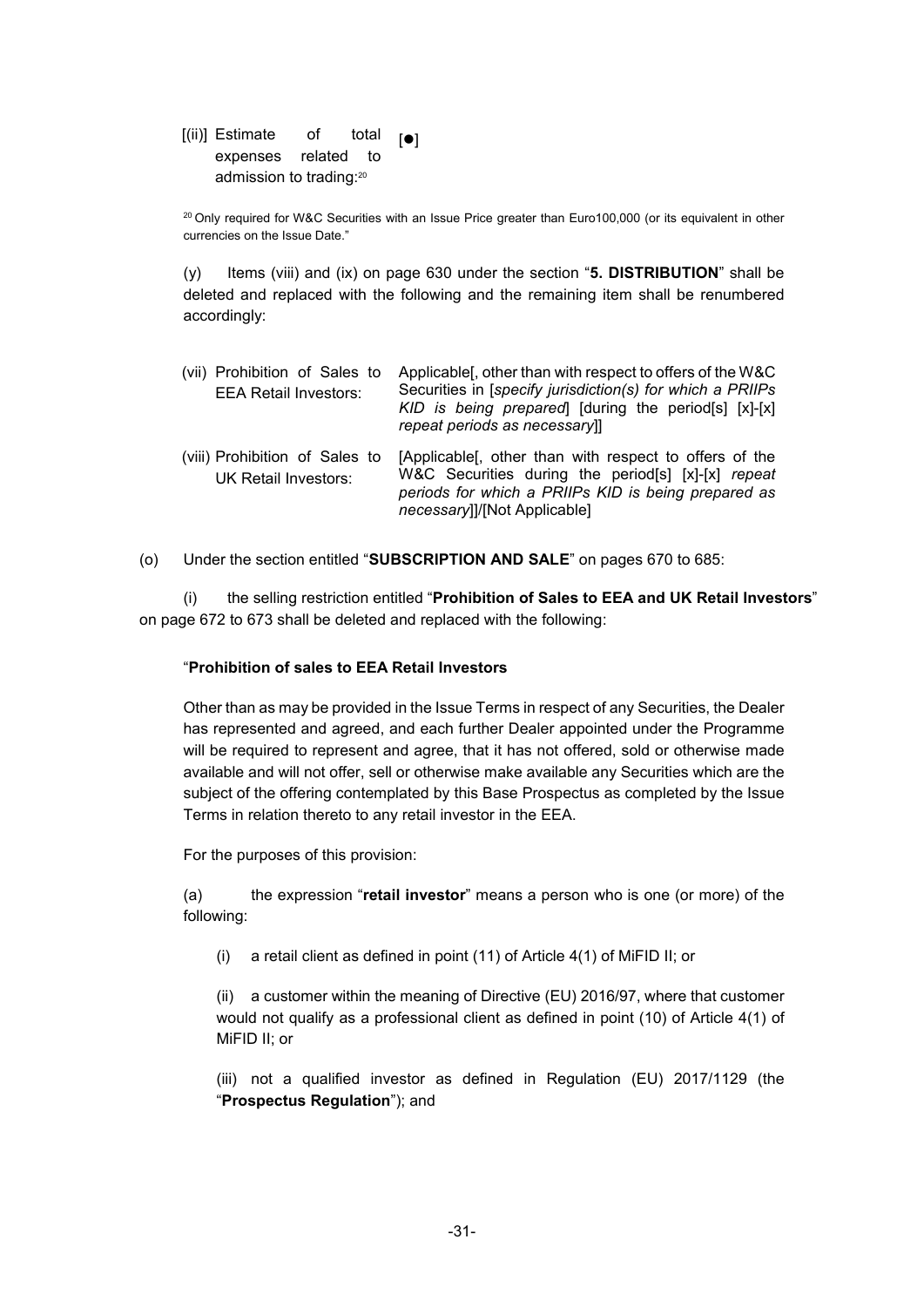| [(ii)] Estimate of total expenses related to admission to trading:[20] | [●] |
|---|---|

[20] Only required for W&C Securities with an Issue Price greater than Euro100,000 (or its equivalent in other currencies on the Issue Date."

(y) Items (viii) and (ix) on page 630 under the section "**5. DISTRIBUTION**" shall be deleted and replaced with the following and the remaining item shall be renumbered accordingly:

| (vii) Prohibition of Sales to EEA Retail Investors: | Applicable[, other than with respect to offers of the W&C Securities in [*specify jurisdiction(s) for which a PRIIPs KID is being prepared*] [during the period[s] [x]-[x] *repeat periods as necessary*]] |
|---|---|
| (viii) Prohibition of Sales to UK Retail Investors: | [Applicable[, other than with respect to offers of the W&C Securities during the period[s] [x]-[x] *repeat periods for which a PRIIPs KID is being prepared as necessary*]]/[Not Applicable] |

(o) Under the section entitled "**SUBSCRIPTION AND SALE**" on pages 670 to 685:

(i) the selling restriction entitled "**Prohibition of Sales to EEA and UK Retail Investors**" on page 672 to 673 shall be deleted and replaced with the following:

"**Prohibition of sales to EEA Retail Investors**

Other than as may be provided in the Issue Terms in respect of any Securities, the Dealer has represented and agreed, and each further Dealer appointed under the Programme will be required to represent and agree, that it has not offered, sold or otherwise made available and will not offer, sell or otherwise make available any Securities which are the subject of the offering contemplated by this Base Prospectus as completed by the Issue Terms in relation thereto to any retail investor in the EEA.

For the purposes of this provision:

(a) the expression "**retail investor**" means a person who is one (or more) of the following:

(i) a retail client as defined in point (11) of Article 4(1) of MiFID II; or

(ii) a customer within the meaning of Directive (EU) 2016/97, where that customer would not qualify as a professional client as defined in point (10) of Article 4(1) of MiFID II; or

(iii) not a qualified investor as defined in Regulation (EU) 2017/1129 (the "**Prospectus Regulation**"); and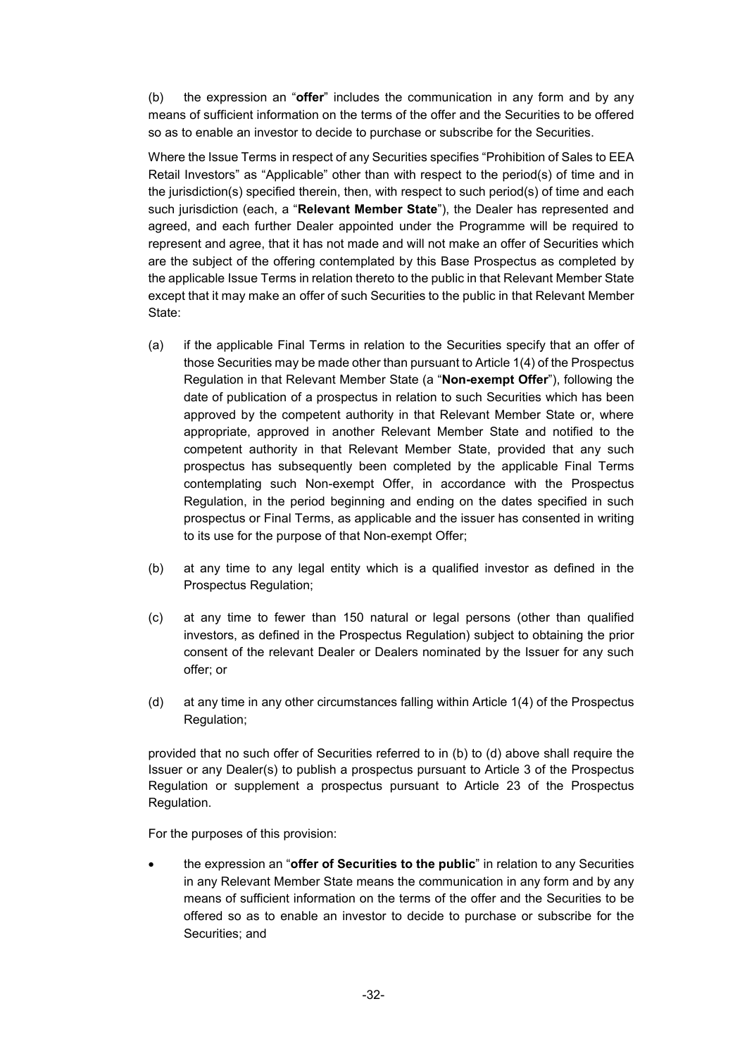(b) the expression an "**offer**" includes the communication in any form and by any means of sufficient information on the terms of the offer and the Securities to be offered so as to enable an investor to decide to purchase or subscribe for the Securities.

Where the Issue Terms in respect of any Securities specifies "Prohibition of Sales to EEA Retail Investors" as "Applicable" other than with respect to the period(s) of time and in the jurisdiction(s) specified therein, then, with respect to such period(s) of time and each such jurisdiction (each, a "**Relevant Member State**"), the Dealer has represented and agreed, and each further Dealer appointed under the Programme will be required to represent and agree, that it has not made and will not make an offer of Securities which are the subject of the offering contemplated by this Base Prospectus as completed by the applicable Issue Terms in relation thereto to the public in that Relevant Member State except that it may make an offer of such Securities to the public in that Relevant Member State:

(a) if the applicable Final Terms in relation to the Securities specify that an offer of those Securities may be made other than pursuant to Article 1(4) of the Prospectus Regulation in that Relevant Member State (a "**Non-exempt Offer**"), following the date of publication of a prospectus in relation to such Securities which has been approved by the competent authority in that Relevant Member State or, where appropriate, approved in another Relevant Member State and notified to the competent authority in that Relevant Member State, provided that any such prospectus has subsequently been completed by the applicable Final Terms contemplating such Non-exempt Offer, in accordance with the Prospectus Regulation, in the period beginning and ending on the dates specified in such prospectus or Final Terms, as applicable and the issuer has consented in writing to its use for the purpose of that Non-exempt Offer;

(b) at any time to any legal entity which is a qualified investor as defined in the Prospectus Regulation;

(c) at any time to fewer than 150 natural or legal persons (other than qualified investors, as defined in the Prospectus Regulation) subject to obtaining the prior consent of the relevant Dealer or Dealers nominated by the Issuer for any such offer; or

(d) at any time in any other circumstances falling within Article 1(4) of the Prospectus Regulation;

provided that no such offer of Securities referred to in (b) to (d) above shall require the Issuer or any Dealer(s) to publish a prospectus pursuant to Article 3 of the Prospectus Regulation or supplement a prospectus pursuant to Article 23 of the Prospectus Regulation.

For the purposes of this provision:

- the expression an "**offer of Securities to the public**" in relation to any Securities in any Relevant Member State means the communication in any form and by any means of sufficient information on the terms of the offer and the Securities to be offered so as to enable an investor to decide to purchase or subscribe for the Securities; and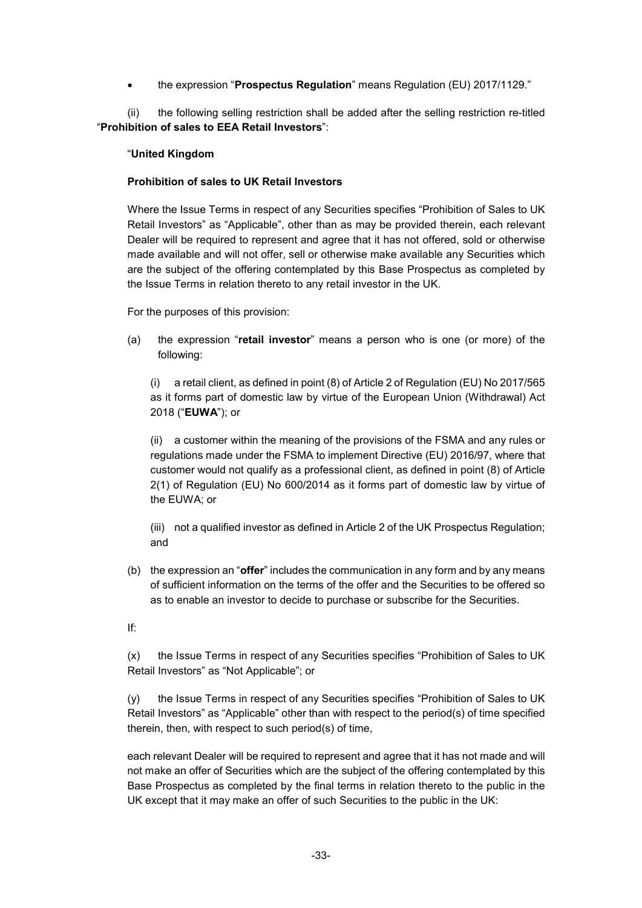- the expression "**Prospectus Regulation**" means Regulation (EU) 2017/1129."

(ii) the following selling restriction shall be added after the selling restriction re-titled "**Prohibition of sales to EEA Retail Investors**":

"**United Kingdom**

**Prohibition of sales to UK Retail Investors**

Where the Issue Terms in respect of any Securities specifies "Prohibition of Sales to UK Retail Investors" as "Applicable", other than as may be provided therein, each relevant Dealer will be required to represent and agree that it has not offered, sold or otherwise made available and will not offer, sell or otherwise make available any Securities which are the subject of the offering contemplated by this Base Prospectus as completed by the Issue Terms in relation thereto to any retail investor in the UK.

For the purposes of this provision:

(a) the expression "**retail investor**" means a person who is one (or more) of the following:

(i) a retail client, as defined in point (8) of Article 2 of Regulation (EU) No 2017/565 as it forms part of domestic law by virtue of the European Union (Withdrawal) Act 2018 ("**EUWA**"); or

(ii) a customer within the meaning of the provisions of the FSMA and any rules or regulations made under the FSMA to implement Directive (EU) 2016/97, where that customer would not qualify as a professional client, as defined in point (8) of Article 2(1) of Regulation (EU) No 600/2014 as it forms part of domestic law by virtue of the EUWA; or

(iii) not a qualified investor as defined in Article 2 of the UK Prospectus Regulation; and

(b) the expression an "**offer**" includes the communication in any form and by any means of sufficient information on the terms of the offer and the Securities to be offered so as to enable an investor to decide to purchase or subscribe for the Securities.

If:

(x) the Issue Terms in respect of any Securities specifies "Prohibition of Sales to UK Retail Investors" as "Not Applicable"; or

(y) the Issue Terms in respect of any Securities specifies "Prohibition of Sales to UK Retail Investors" as "Applicable" other than with respect to the period(s) of time specified therein, then, with respect to such period(s) of time,

each relevant Dealer will be required to represent and agree that it has not made and will not make an offer of Securities which are the subject of the offering contemplated by this Base Prospectus as completed by the final terms in relation thereto to the public in the UK except that it may make an offer of such Securities to the public in the UK: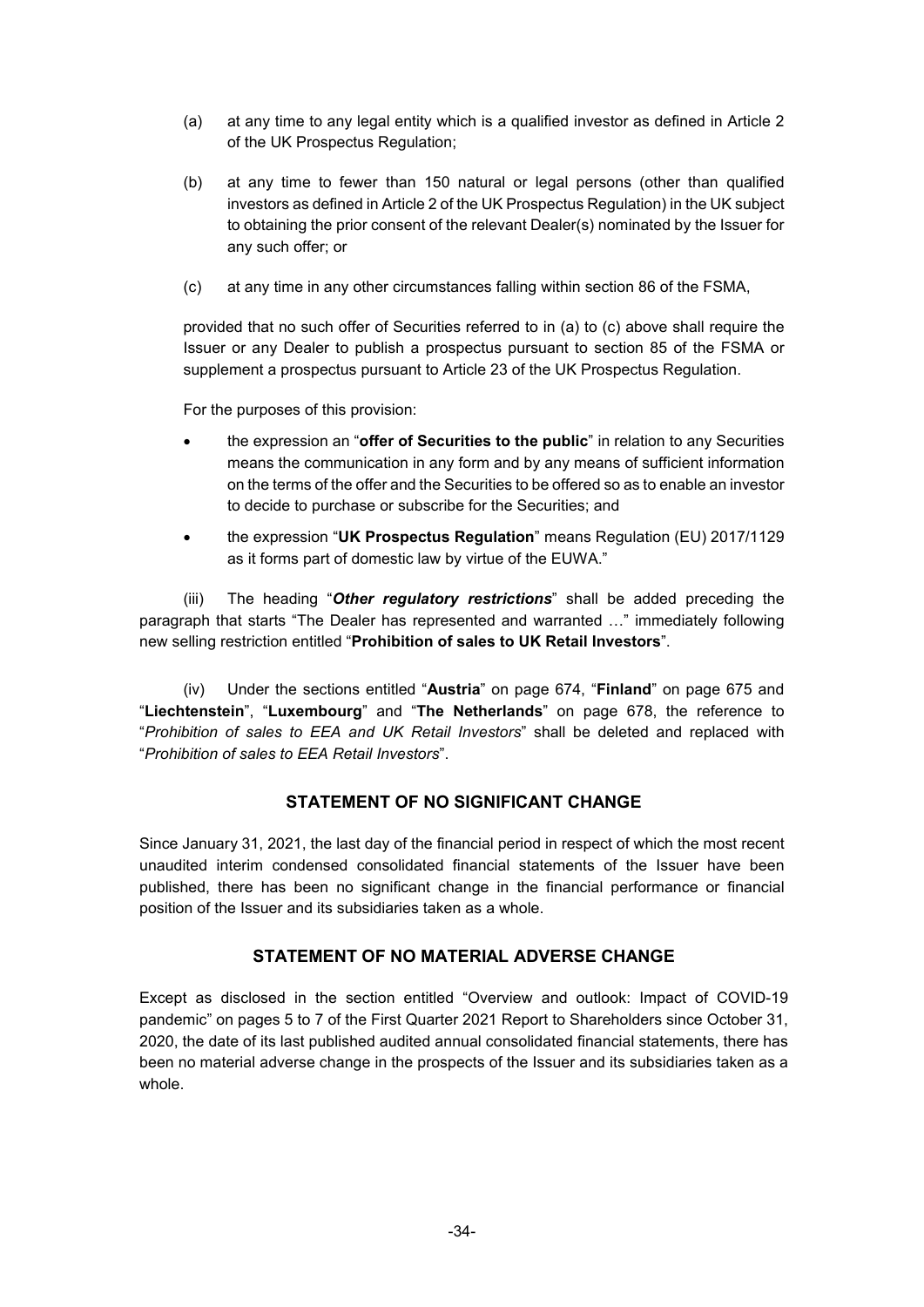(a) at any time to any legal entity which is a qualified investor as defined in Article 2 of the UK Prospectus Regulation;

(b) at any time to fewer than 150 natural or legal persons (other than qualified investors as defined in Article 2 of the UK Prospectus Regulation) in the UK subject to obtaining the prior consent of the relevant Dealer(s) nominated by the Issuer for any such offer; or

(c) at any time in any other circumstances falling within section 86 of the FSMA,

provided that no such offer of Securities referred to in (a) to (c) above shall require the Issuer or any Dealer to publish a prospectus pursuant to section 85 of the FSMA or supplement a prospectus pursuant to Article 23 of the UK Prospectus Regulation.

For the purposes of this provision:

- the expression an "**offer of Securities to the public**" in relation to any Securities means the communication in any form and by any means of sufficient information on the terms of the offer and the Securities to be offered so as to enable an investor to decide to purchase or subscribe for the Securities; and
- the expression "**UK Prospectus Regulation**" means Regulation (EU) 2017/1129 as it forms part of domestic law by virtue of the EUWA."

(iii) The heading "***Other regulatory restrictions***" shall be added preceding the paragraph that starts "The Dealer has represented and warranted …" immediately following new selling restriction entitled "**Prohibition of sales to UK Retail Investors**".

(iv) Under the sections entitled "**Austria**" on page 674, "**Finland**" on page 675 and "**Liechtenstein**", "**Luxembourg**" and "**The Netherlands**" on page 678, the reference to "*Prohibition of sales to EEA and UK Retail Investors*" shall be deleted and replaced with "*Prohibition of sales to EEA Retail Investors*".

## STATEMENT OF NO SIGNIFICANT CHANGE

Since January 31, 2021, the last day of the financial period in respect of which the most recent unaudited interim condensed consolidated financial statements of the Issuer have been published, there has been no significant change in the financial performance or financial position of the Issuer and its subsidiaries taken as a whole.

## STATEMENT OF NO MATERIAL ADVERSE CHANGE

Except as disclosed in the section entitled "Overview and outlook: Impact of COVID-19 pandemic" on pages 5 to 7 of the First Quarter 2021 Report to Shareholders since October 31, 2020, the date of its last published audited annual consolidated financial statements, there has been no material adverse change in the prospects of the Issuer and its subsidiaries taken as a whole.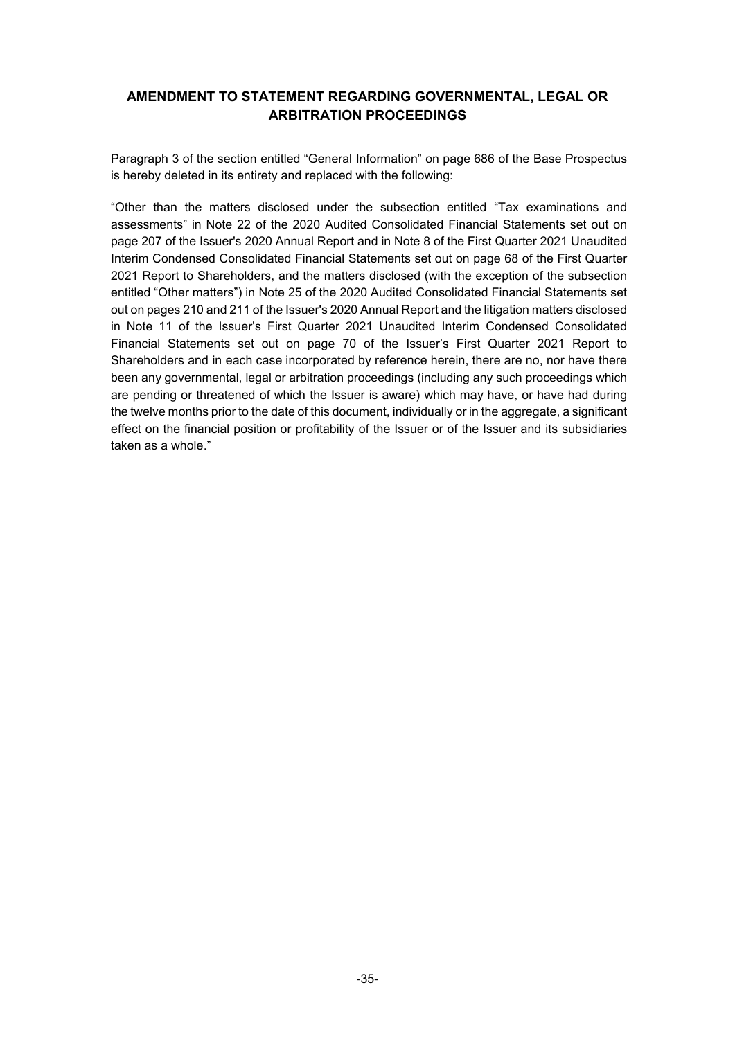## AMENDMENT TO STATEMENT REGARDING GOVERNMENTAL, LEGAL OR ARBITRATION PROCEEDINGS

Paragraph 3 of the section entitled "General Information" on page 686 of the Base Prospectus is hereby deleted in its entirety and replaced with the following:

"Other than the matters disclosed under the subsection entitled "Tax examinations and assessments" in Note 22 of the 2020 Audited Consolidated Financial Statements set out on page 207 of the Issuer's 2020 Annual Report and in Note 8 of the First Quarter 2021 Unaudited Interim Condensed Consolidated Financial Statements set out on page 68 of the First Quarter 2021 Report to Shareholders, and the matters disclosed (with the exception of the subsection entitled "Other matters") in Note 25 of the 2020 Audited Consolidated Financial Statements set out on pages 210 and 211 of the Issuer's 2020 Annual Report and the litigation matters disclosed in Note 11 of the Issuer's First Quarter 2021 Unaudited Interim Condensed Consolidated Financial Statements set out on page 70 of the Issuer's First Quarter 2021 Report to Shareholders and in each case incorporated by reference herein, there are no, nor have there been any governmental, legal or arbitration proceedings (including any such proceedings which are pending or threatened of which the Issuer is aware) which may have, or have had during the twelve months prior to the date of this document, individually or in the aggregate, a significant effect on the financial position or profitability of the Issuer or of the Issuer and its subsidiaries taken as a whole."